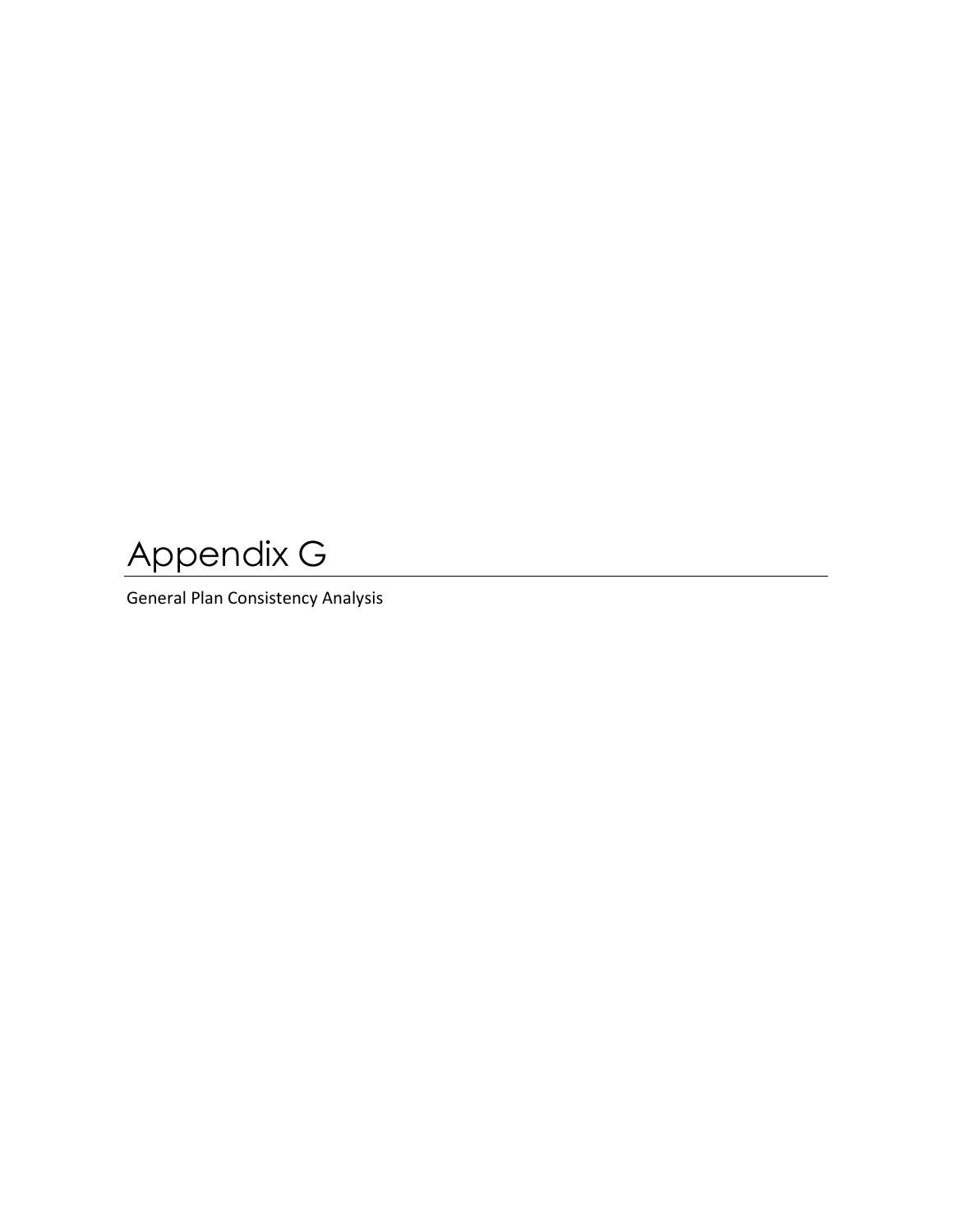# Appendix G

General Plan Consistency Analysis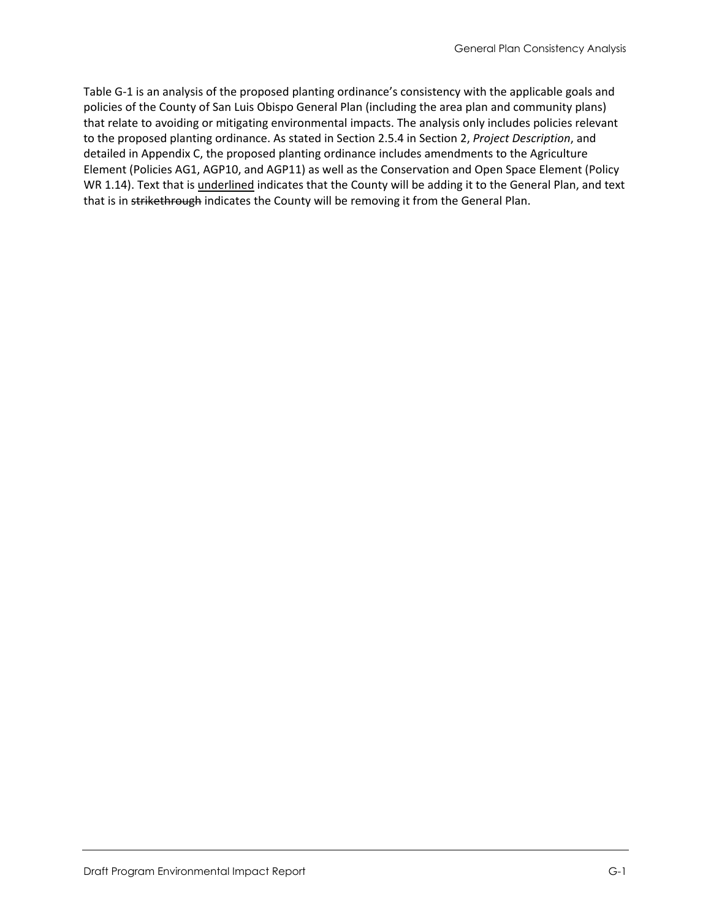Table G-1 is an analysis of the proposed planting ordinance's consistency with the applicable goals and policies of the County of San Luis Obispo General Plan (including the area plan and community plans) that relate to avoiding or mitigating environmental impacts. The analysis only includes policies relevant to the proposed planting ordinance. As stated in Section 2.5.4 in Section 2, *Project Description*, and detailed in Appendix C, the proposed planting ordinance includes amendments to the Agriculture Element (Policies AG1, AGP10, and AGP11) as well as the Conservation and Open Space Element (Policy WR 1.14). Text that is <u>underlined</u> indicates that the County will be adding it to the General Plan, and text that is in ~~strikethrough~~ indicates the County will be removing it from the General Plan.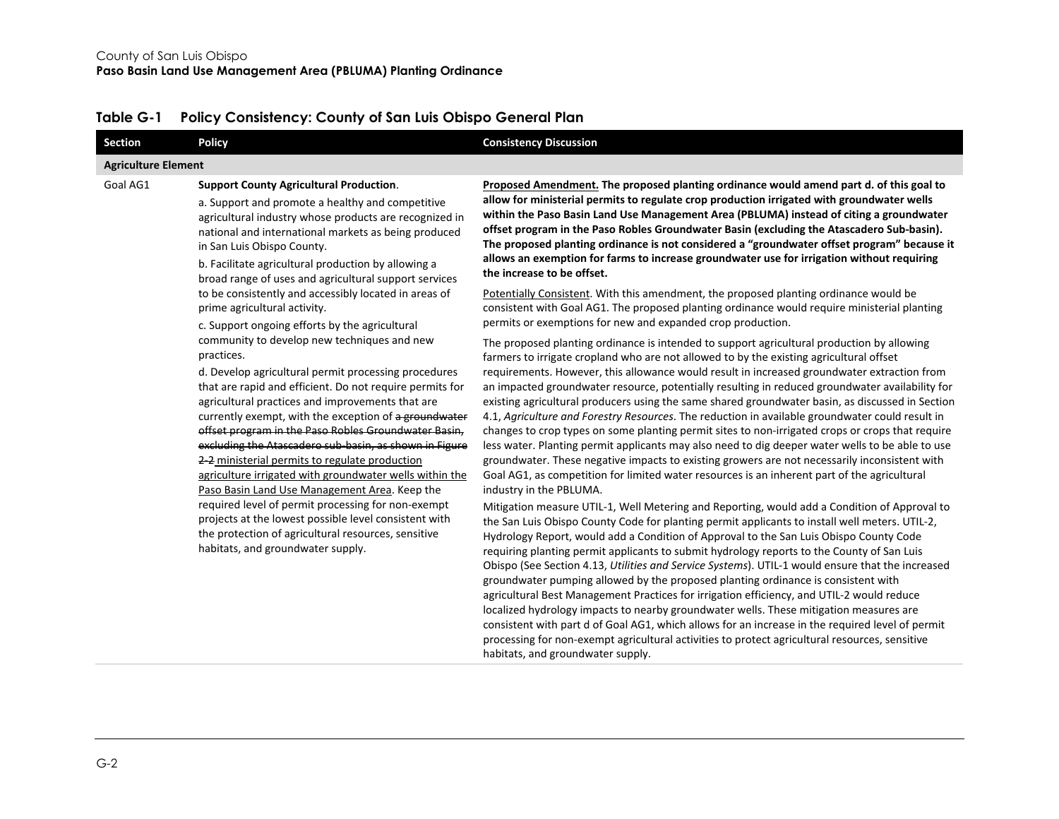## Table G-1 Policy Consistency: County of San Luis Obispo General Plan

| Section | Policy | Consistency Discussion |
|---|---|---|
| **Agriculture Element** | | |
| Goal AG1 | **Support County Agricultural Production**.<br>a. Support and promote a healthy and competitive agricultural industry whose products are recognized in national and international markets as being produced in San Luis Obispo County.<br>b. Facilitate agricultural production by allowing a broad range of uses and agricultural support services to be consistently and accessibly located in areas of prime agricultural activity.<br>c. Support ongoing efforts by the agricultural community to develop new techniques and new practices.<br>d. Develop agricultural permit processing procedures that are rapid and efficient. Do not require permits for agricultural practices and improvements that are currently exempt, with the exception of ~~a groundwater offset program in the Paso Robles Groundwater Basin, excluding the Atascadero sub-basin, as shown in Figure 2-2~~ <u>ministerial permits to regulate production agriculture irrigated with groundwater wells within the Paso Basin Land Use Management Area</u>. Keep the required level of permit processing for non-exempt projects at the lowest possible level consistent with the protection of agricultural resources, sensitive habitats, and groundwater supply. | <u>**Proposed Amendment.**</u> **The proposed planting ordinance would amend part d. of this goal to allow for ministerial permits to regulate crop production irrigated with groundwater wells within the Paso Basin Land Use Management Area (PBLUMA) instead of citing a groundwater offset program in the Paso Robles Groundwater Basin (excluding the Atascadero Sub-basin). The proposed planting ordinance is not considered a "groundwater offset program" because it allows an exemption for farms to increase groundwater use for irrigation without requiring the increase to be offset.**<br><u>Potentially Consistent</u>. With this amendment, the proposed planting ordinance would be consistent with Goal AG1. The proposed planting ordinance would require ministerial planting permits or exemptions for new and expanded crop production.<br>The proposed planting ordinance is intended to support agricultural production by allowing farmers to irrigate cropland who are not allowed to by the existing agricultural offset requirements. However, this allowance would result in increased groundwater extraction from an impacted groundwater resource, potentially resulting in reduced groundwater availability for existing agricultural producers using the same shared groundwater basin, as discussed in Section 4.1, *Agriculture and Forestry Resources*. The reduction in available groundwater could result in changes to crop types on some planting permit sites to non-irrigated crops or crops that require less water. Planting permit applicants may also need to dig deeper water wells to be able to use groundwater. These negative impacts to existing growers are not necessarily inconsistent with Goal AG1, as competition for limited water resources is an inherent part of the agricultural industry in the PBLUMA.<br>Mitigation measure UTIL-1, Well Metering and Reporting, would add a Condition of Approval to the San Luis Obispo County Code for planting permit applicants to install well meters. UTIL-2, Hydrology Report, would add a Condition of Approval to the San Luis Obispo County Code requiring planting permit applicants to submit hydrology reports to the County of San Luis Obispo (See Section 4.13, *Utilities and Service Systems*). UTIL-1 would ensure that the increased groundwater pumping allowed by the proposed planting ordinance is consistent with agricultural Best Management Practices for irrigation efficiency, and UTIL-2 would reduce localized hydrology impacts to nearby groundwater wells. These mitigation measures are consistent with part d of Goal AG1, which allows for an increase in the required level of permit processing for non-exempt agricultural activities to protect agricultural resources, sensitive habitats, and groundwater supply. |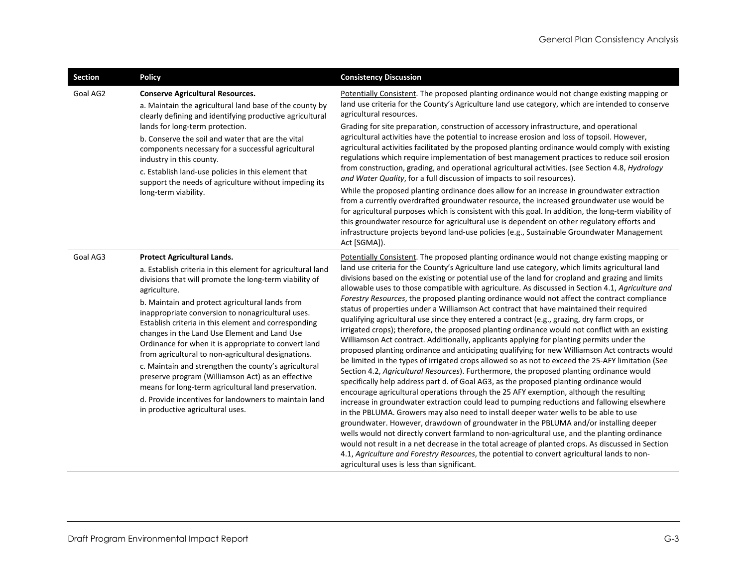| Section | Policy | Consistency Discussion |
|---|---|---|
| Goal AG2 | **Conserve Agricultural Resources.**<br>a. Maintain the agricultural land base of the county by clearly defining and identifying productive agricultural lands for long-term protection.<br>b. Conserve the soil and water that are the vital components necessary for a successful agricultural industry in this county.<br>c. Establish land-use policies in this element that support the needs of agriculture without impeding its long-term viability. | Potentially Consistent. The proposed planting ordinance would not change existing mapping or land use criteria for the County's Agriculture land use category, which are intended to conserve agricultural resources.<br>Grading for site preparation, construction of accessory infrastructure, and operational agricultural activities have the potential to increase erosion and loss of topsoil. However, agricultural activities facilitated by the proposed planting ordinance would comply with existing regulations which require implementation of best management practices to reduce soil erosion from construction, grading, and operational agricultural activities. (see Section 4.8, *Hydrology and Water Quality*, for a full discussion of impacts to soil resources).<br>While the proposed planting ordinance does allow for an increase in groundwater extraction from a currently overdrafted groundwater resource, the increased groundwater use would be for agricultural purposes which is consistent with this goal. In addition, the long-term viability of this groundwater resource for agricultural use is dependent on other regulatory efforts and infrastructure projects beyond land-use policies (e.g., Sustainable Groundwater Management Act [SGMA]). |
| Goal AG3 | **Protect Agricultural Lands.**<br>a. Establish criteria in this element for agricultural land divisions that will promote the long-term viability of agriculture.<br>b. Maintain and protect agricultural lands from inappropriate conversion to nonagricultural uses. Establish criteria in this element and corresponding changes in the Land Use Element and Land Use Ordinance for when it is appropriate to convert land from agricultural to non-agricultural designations.<br>c. Maintain and strengthen the county's agricultural preserve program (Williamson Act) as an effective means for long-term agricultural land preservation.<br>d. Provide incentives for landowners to maintain land in productive agricultural uses. | Potentially Consistent. The proposed planting ordinance would not change existing mapping or land use criteria for the County's Agriculture land use category, which limits agricultural land divisions based on the existing or potential use of the land for cropland and grazing and limits allowable uses to those compatible with agriculture. As discussed in Section 4.1, *Agriculture and Forestry Resources*, the proposed planting ordinance would not affect the contract compliance status of properties under a Williamson Act contract that have maintained their required qualifying agricultural use since they entered a contract (e.g., grazing, dry farm crops, or irrigated crops); therefore, the proposed planting ordinance would not conflict with an existing Williamson Act contract. Additionally, applicants applying for planting permits under the proposed planting ordinance and anticipating qualifying for new Williamson Act contracts would be limited in the types of irrigated crops allowed so as not to exceed the 25-AFY limitation (See Section 4.2, *Agricultural Resources*). Furthermore, the proposed planting ordinance would specifically help address part d. of Goal AG3, as the proposed planting ordinance would encourage agricultural operations through the 25 AFY exemption, although the resulting increase in groundwater extraction could lead to pumping reductions and fallowing elsewhere in the PBLUMA. Growers may also need to install deeper water wells to be able to use groundwater. However, drawdown of groundwater in the PBLUMA and/or installing deeper wells would not directly convert farmland to non-agricultural use, and the planting ordinance would not result in a net decrease in the total acreage of planted crops. As discussed in Section 4.1, *Agriculture and Forestry Resources*, the potential to convert agricultural lands to non-agricultural uses is less than significant. |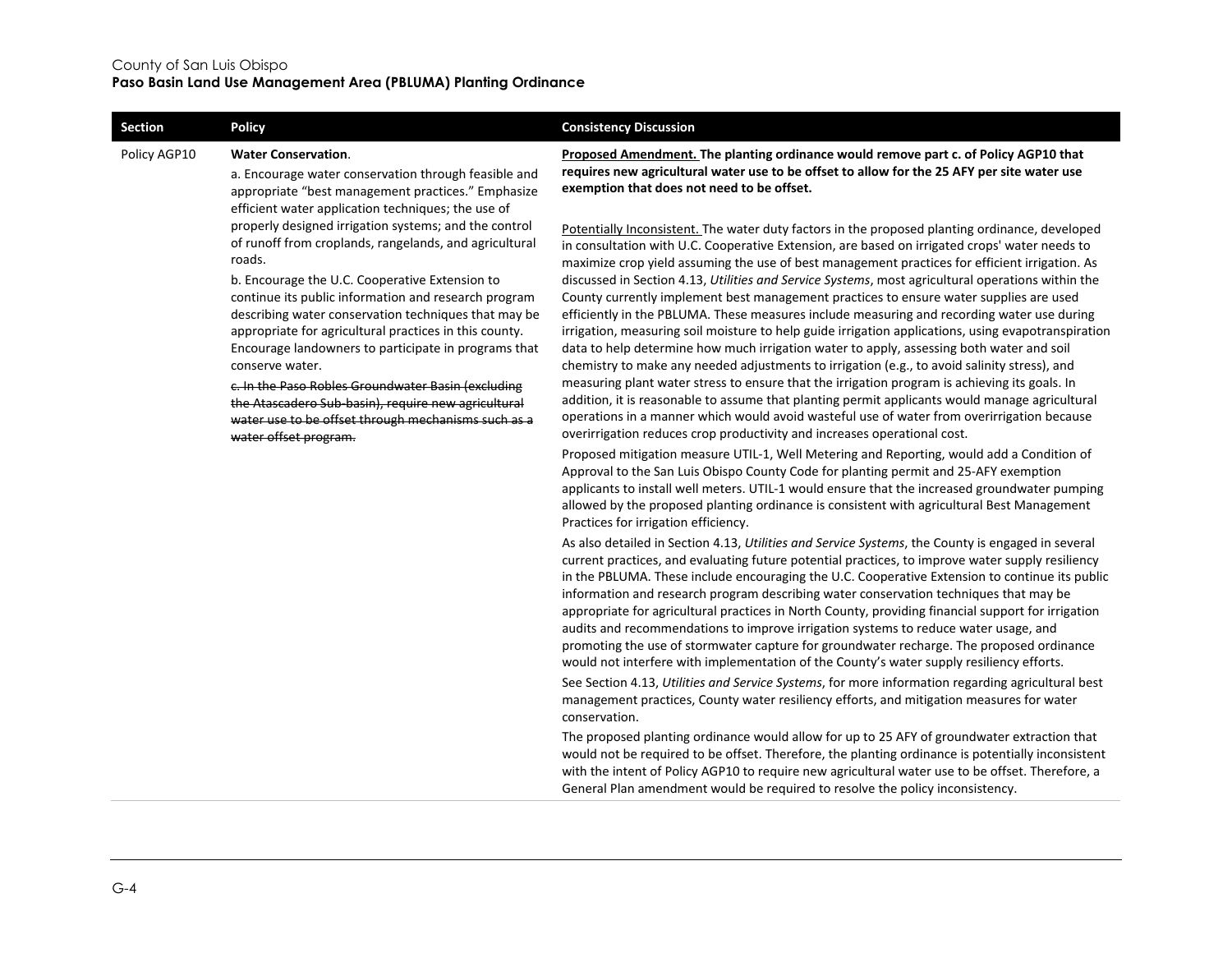| Section | Policy | Consistency Discussion |
|---|---|---|
| Policy AGP10 | **Water Conservation**.<br><br>a. Encourage water conservation through feasible and appropriate "best management practices." Emphasize efficient water application techniques; the use of properly designed irrigation systems; and the control of runoff from croplands, rangelands, and agricultural roads.<br><br>b. Encourage the U.C. Cooperative Extension to continue its public information and research program describing water conservation techniques that may be appropriate for agricultural practices in this county. Encourage landowners to participate in programs that conserve water.<br><br>~~c. In the Paso Robles Groundwater Basin (excluding the Atascadero Sub-basin), require new agricultural water use to be offset through mechanisms such as a water offset program.~~ | **Proposed Amendment. The planting ordinance would remove part c. of Policy AGP10 that requires new agricultural water use to be offset to allow for the 25 AFY per site water use exemption that does not need to be offset.**<br><br>Potentially Inconsistent. The water duty factors in the proposed planting ordinance, developed in consultation with U.C. Cooperative Extension, are based on irrigated crops' water needs to maximize crop yield assuming the use of best management practices for efficient irrigation. As discussed in Section 4.13, *Utilities and Service Systems*, most agricultural operations within the County currently implement best management practices to ensure water supplies are used efficiently in the PBLUMA. These measures include measuring and recording water use during irrigation, measuring soil moisture to help guide irrigation applications, using evapotranspiration data to help determine how much irrigation water to apply, assessing both water and soil chemistry to make any needed adjustments to irrigation (e.g., to avoid salinity stress), and measuring plant water stress to ensure that the irrigation program is achieving its goals. In addition, it is reasonable to assume that planting permit applicants would manage agricultural operations in a manner which would avoid wasteful use of water from overirrigation because overirrigation reduces crop productivity and increases operational cost.<br><br>Proposed mitigation measure UTIL-1, Well Metering and Reporting, would add a Condition of Approval to the San Luis Obispo County Code for planting permit and 25-AFY exemption applicants to install well meters. UTIL-1 would ensure that the increased groundwater pumping allowed by the proposed planting ordinance is consistent with agricultural Best Management Practices for irrigation efficiency.<br><br>As also detailed in Section 4.13, *Utilities and Service Systems*, the County is engaged in several current practices, and evaluating future potential practices, to improve water supply resiliency in the PBLUMA. These include encouraging the U.C. Cooperative Extension to continue its public information and research program describing water conservation techniques that may be appropriate for agricultural practices in North County, providing financial support for irrigation audits and recommendations to improve irrigation systems to reduce water usage, and promoting the use of stormwater capture for groundwater recharge. The proposed ordinance would not interfere with implementation of the County's water supply resiliency efforts.<br><br>See Section 4.13, *Utilities and Service Systems*, for more information regarding agricultural best management practices, County water resiliency efforts, and mitigation measures for water conservation.<br><br>The proposed planting ordinance would allow for up to 25 AFY of groundwater extraction that would not be required to be offset. Therefore, the planting ordinance is potentially inconsistent with the intent of Policy AGP10 to require new agricultural water use to be offset. Therefore, a General Plan amendment would be required to resolve the policy inconsistency. |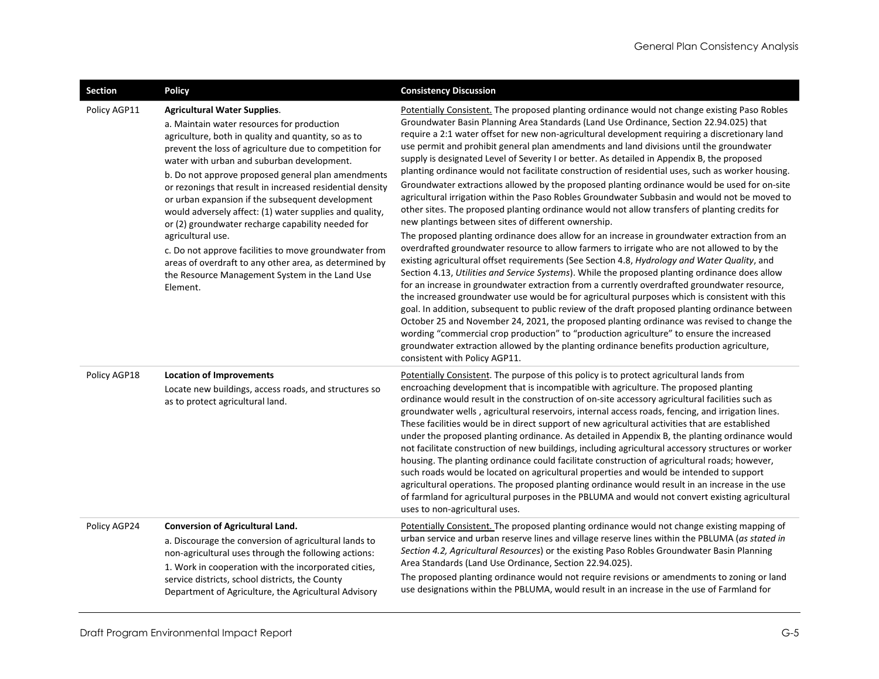| Section | Policy | Consistency Discussion |
|---|---|---|
| Policy AGP11 | **Agricultural Water Supplies**.<br>a. Maintain water resources for production agriculture, both in quality and quantity, so as to prevent the loss of agriculture due to competition for water with urban and suburban development.<br>b. Do not approve proposed general plan amendments or rezonings that result in increased residential density or urban expansion if the subsequent development would adversely affect: (1) water supplies and quality, or (2) groundwater recharge capability needed for agricultural use.<br>c. Do not approve facilities to move groundwater from areas of overdraft to any other area, as determined by the Resource Management System in the Land Use Element. | Potentially Consistent. The proposed planting ordinance would not change existing Paso Robles Groundwater Basin Planning Area Standards (Land Use Ordinance, Section 22.94.025) that require a 2:1 water offset for new non-agricultural development requiring a discretionary land use permit and prohibit general plan amendments and land divisions until the groundwater supply is designated Level of Severity I or better. As detailed in Appendix B, the proposed planting ordinance would not facilitate construction of residential uses, such as worker housing. Groundwater extractions allowed by the proposed planting ordinance would be used for on-site agricultural irrigation within the Paso Robles Groundwater Subbasin and would not be moved to other sites. The proposed planting ordinance would not allow transfers of planting credits for new plantings between sites of different ownership.<br>The proposed planting ordinance does allow for an increase in groundwater extraction from an overdrafted groundwater resource to allow farmers to irrigate who are not allowed to by the existing agricultural offset requirements (See Section 4.8, *Hydrology and Water Quality*, and Section 4.13, *Utilities and Service Systems*). While the proposed planting ordinance does allow for an increase in groundwater extraction from a currently overdrafted groundwater resource, the increased groundwater use would be for agricultural purposes which is consistent with this goal. In addition, subsequent to public review of the draft proposed planting ordinance between October 25 and November 24, 2021, the proposed planting ordinance was revised to change the wording "commercial crop production" to "production agriculture" to ensure the increased groundwater extraction allowed by the planting ordinance benefits production agriculture, consistent with Policy AGP11. |
| Policy AGP18 | **Location of Improvements**<br>Locate new buildings, access roads, and structures so as to protect agricultural land. | Potentially Consistent. The purpose of this policy is to protect agricultural lands from encroaching development that is incompatible with agriculture. The proposed planting ordinance would result in the construction of on-site accessory agricultural facilities such as groundwater wells , agricultural reservoirs, internal access roads, fencing, and irrigation lines. These facilities would be in direct support of new agricultural activities that are established under the proposed planting ordinance. As detailed in Appendix B, the planting ordinance would not facilitate construction of new buildings, including agricultural accessory structures or worker housing. The planting ordinance could facilitate construction of agricultural roads; however, such roads would be located on agricultural properties and would be intended to support agricultural operations. The proposed planting ordinance would result in an increase in the use of farmland for agricultural purposes in the PBLUMA and would not convert existing agricultural uses to non-agricultural uses. |
| Policy AGP24 | **Conversion of Agricultural Land.**<br>a. Discourage the conversion of agricultural lands to non-agricultural uses through the following actions:<br>1. Work in cooperation with the incorporated cities, service districts, school districts, the County Department of Agriculture, the Agricultural Advisory | Potentially Consistent. The proposed planting ordinance would not change existing mapping of urban service and urban reserve lines and village reserve lines within the PBLUMA (*as stated in Section 4.2, Agricultural Resources*) or the existing Paso Robles Groundwater Basin Planning Area Standards (Land Use Ordinance, Section 22.94.025).<br>The proposed planting ordinance would not require revisions or amendments to zoning or land use designations within the PBLUMA, would result in an increase in the use of Farmland for |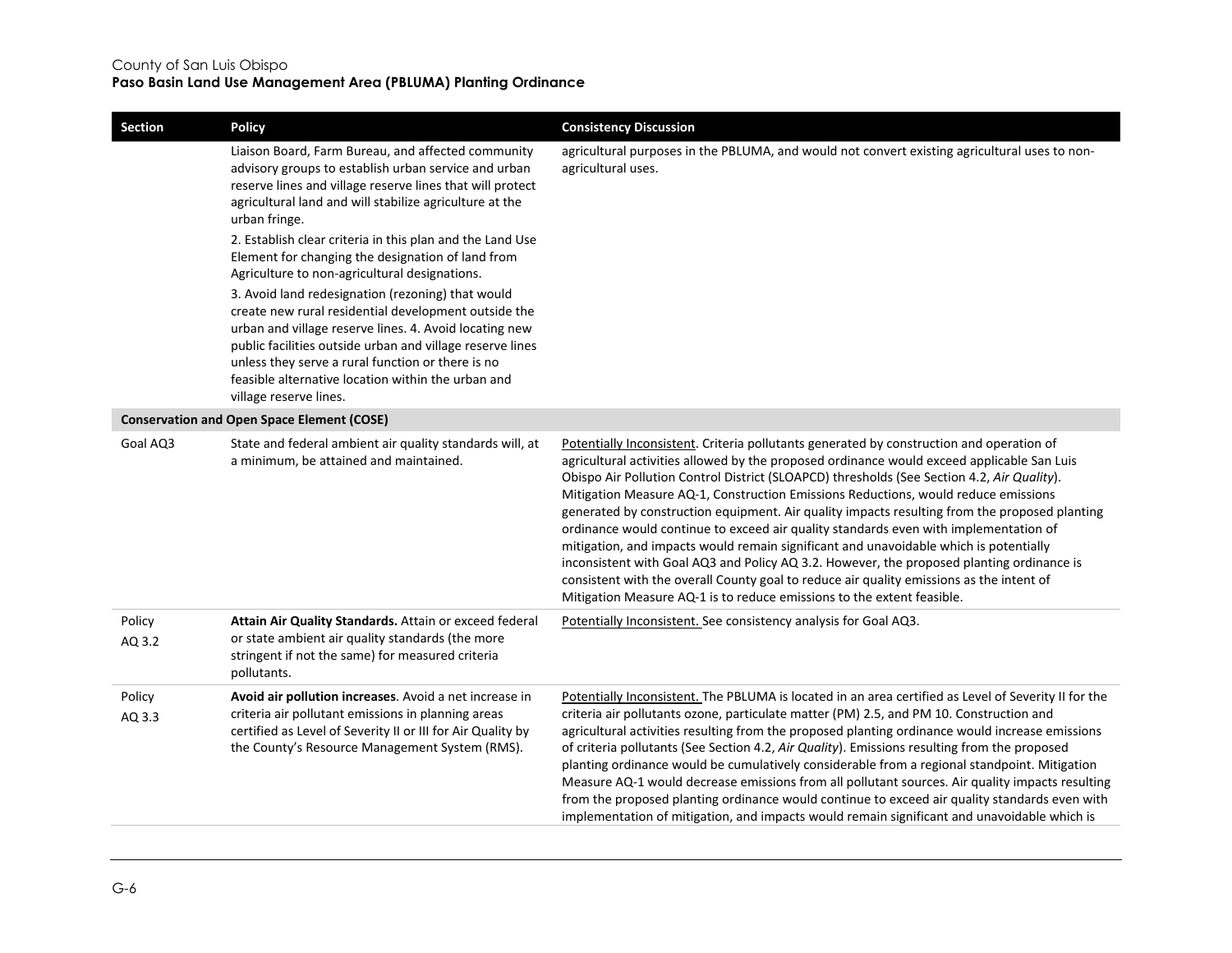| Section | Policy | Consistency Discussion |
|---|---|---|
| | Liaison Board, Farm Bureau, and affected community advisory groups to establish urban service and urban reserve lines and village reserve lines that will protect agricultural land and will stabilize agriculture at the urban fringe.<br>2. Establish clear criteria in this plan and the Land Use Element for changing the designation of land from Agriculture to non-agricultural designations.<br>3. Avoid land redesignation (rezoning) that would create new rural residential development outside the urban and village reserve lines. 4. Avoid locating new public facilities outside urban and village reserve lines unless they serve a rural function or there is no feasible alternative location within the urban and village reserve lines. | agricultural purposes in the PBLUMA, and would not convert existing agricultural uses to non-agricultural uses. |
| **Conservation and Open Space Element (COSE)** | | |
| Goal AQ3 | State and federal ambient air quality standards will, at a minimum, be attained and maintained. | Potentially Inconsistent. Criteria pollutants generated by construction and operation of agricultural activities allowed by the proposed ordinance would exceed applicable San Luis Obispo Air Pollution Control District (SLOAPCD) thresholds (See Section 4.2, *Air Quality*). Mitigation Measure AQ-1, Construction Emissions Reductions, would reduce emissions generated by construction equipment. Air quality impacts resulting from the proposed planting ordinance would continue to exceed air quality standards even with implementation of mitigation, and impacts would remain significant and unavoidable which is potentially inconsistent with Goal AQ3 and Policy AQ 3.2. However, the proposed planting ordinance is consistent with the overall County goal to reduce air quality emissions as the intent of Mitigation Measure AQ-1 is to reduce emissions to the extent feasible. |
| Policy AQ 3.2 | **Attain Air Quality Standards.** Attain or exceed federal or state ambient air quality standards (the more stringent if not the same) for measured criteria pollutants. | Potentially Inconsistent. See consistency analysis for Goal AQ3. |
| Policy AQ 3.3 | **Avoid air pollution increases**. Avoid a net increase in criteria air pollutant emissions in planning areas certified as Level of Severity II or III for Air Quality by the County's Resource Management System (RMS). | Potentially Inconsistent. The PBLUMA is located in an area certified as Level of Severity II for the criteria air pollutants ozone, particulate matter (PM) 2.5, and PM 10. Construction and agricultural activities resulting from the proposed planting ordinance would increase emissions of criteria pollutants (See Section 4.2, *Air Quality*). Emissions resulting from the proposed planting ordinance would be cumulatively considerable from a regional standpoint. Mitigation Measure AQ-1 would decrease emissions from all pollutant sources. Air quality impacts resulting from the proposed planting ordinance would continue to exceed air quality standards even with implementation of mitigation, and impacts would remain significant and unavoidable which is |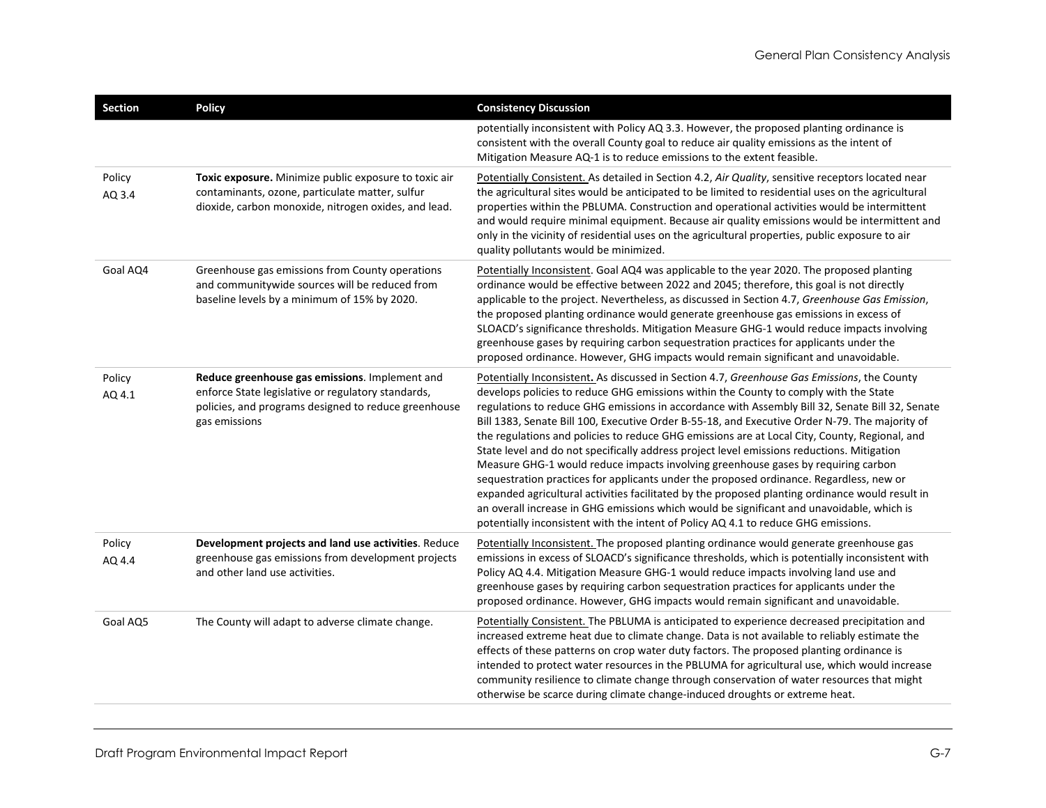| Section | Policy | Consistency Discussion |
|---|---|---|
| | | potentially inconsistent with Policy AQ 3.3. However, the proposed planting ordinance is consistent with the overall County goal to reduce air quality emissions as the intent of Mitigation Measure AQ-1 is to reduce emissions to the extent feasible. |
| Policy AQ 3.4 | **Toxic exposure.** Minimize public exposure to toxic air contaminants, ozone, particulate matter, sulfur dioxide, carbon monoxide, nitrogen oxides, and lead. | Potentially Consistent. As detailed in Section 4.2, *Air Quality*, sensitive receptors located near the agricultural sites would be anticipated to be limited to residential uses on the agricultural properties within the PBLUMA. Construction and operational activities would be intermittent and would require minimal equipment. Because air quality emissions would be intermittent and only in the vicinity of residential uses on the agricultural properties, public exposure to air quality pollutants would be minimized. |
| Goal AQ4 | Greenhouse gas emissions from County operations and communitywide sources will be reduced from baseline levels by a minimum of 15% by 2020. | Potentially Inconsistent. Goal AQ4 was applicable to the year 2020. The proposed planting ordinance would be effective between 2022 and 2045; therefore, this goal is not directly applicable to the project. Nevertheless, as discussed in Section 4.7, *Greenhouse Gas Emission*, the proposed planting ordinance would generate greenhouse gas emissions in excess of SLOACD's significance thresholds. Mitigation Measure GHG-1 would reduce impacts involving greenhouse gases by requiring carbon sequestration practices for applicants under the proposed ordinance. However, GHG impacts would remain significant and unavoidable. |
| Policy AQ 4.1 | **Reduce greenhouse gas emissions**. Implement and enforce State legislative or regulatory standards, policies, and programs designed to reduce greenhouse gas emissions | Potentially Inconsistent**.** As discussed in Section 4.7, *Greenhouse Gas Emissions*, the County develops policies to reduce GHG emissions within the County to comply with the State regulations to reduce GHG emissions in accordance with Assembly Bill 32, Senate Bill 32, Senate Bill 1383, Senate Bill 100, Executive Order B-55-18, and Executive Order N-79. The majority of the regulations and policies to reduce GHG emissions are at Local City, County, Regional, and State level and do not specifically address project level emissions reductions. Mitigation Measure GHG-1 would reduce impacts involving greenhouse gases by requiring carbon sequestration practices for applicants under the proposed ordinance. Regardless, new or expanded agricultural activities facilitated by the proposed planting ordinance would result in an overall increase in GHG emissions which would be significant and unavoidable, which is potentially inconsistent with the intent of Policy AQ 4.1 to reduce GHG emissions. |
| Policy AQ 4.4 | **Development projects and land use activities**. Reduce greenhouse gas emissions from development projects and other land use activities. | Potentially Inconsistent. The proposed planting ordinance would generate greenhouse gas emissions in excess of SLOACD's significance thresholds, which is potentially inconsistent with Policy AQ 4.4. Mitigation Measure GHG-1 would reduce impacts involving land use and greenhouse gases by requiring carbon sequestration practices for applicants under the proposed ordinance. However, GHG impacts would remain significant and unavoidable. |
| Goal AQ5 | The County will adapt to adverse climate change. | Potentially Consistent. The PBLUMA is anticipated to experience decreased precipitation and increased extreme heat due to climate change. Data is not available to reliably estimate the effects of these patterns on crop water duty factors. The proposed planting ordinance is intended to protect water resources in the PBLUMA for agricultural use, which would increase community resilience to climate change through conservation of water resources that might otherwise be scarce during climate change-induced droughts or extreme heat. |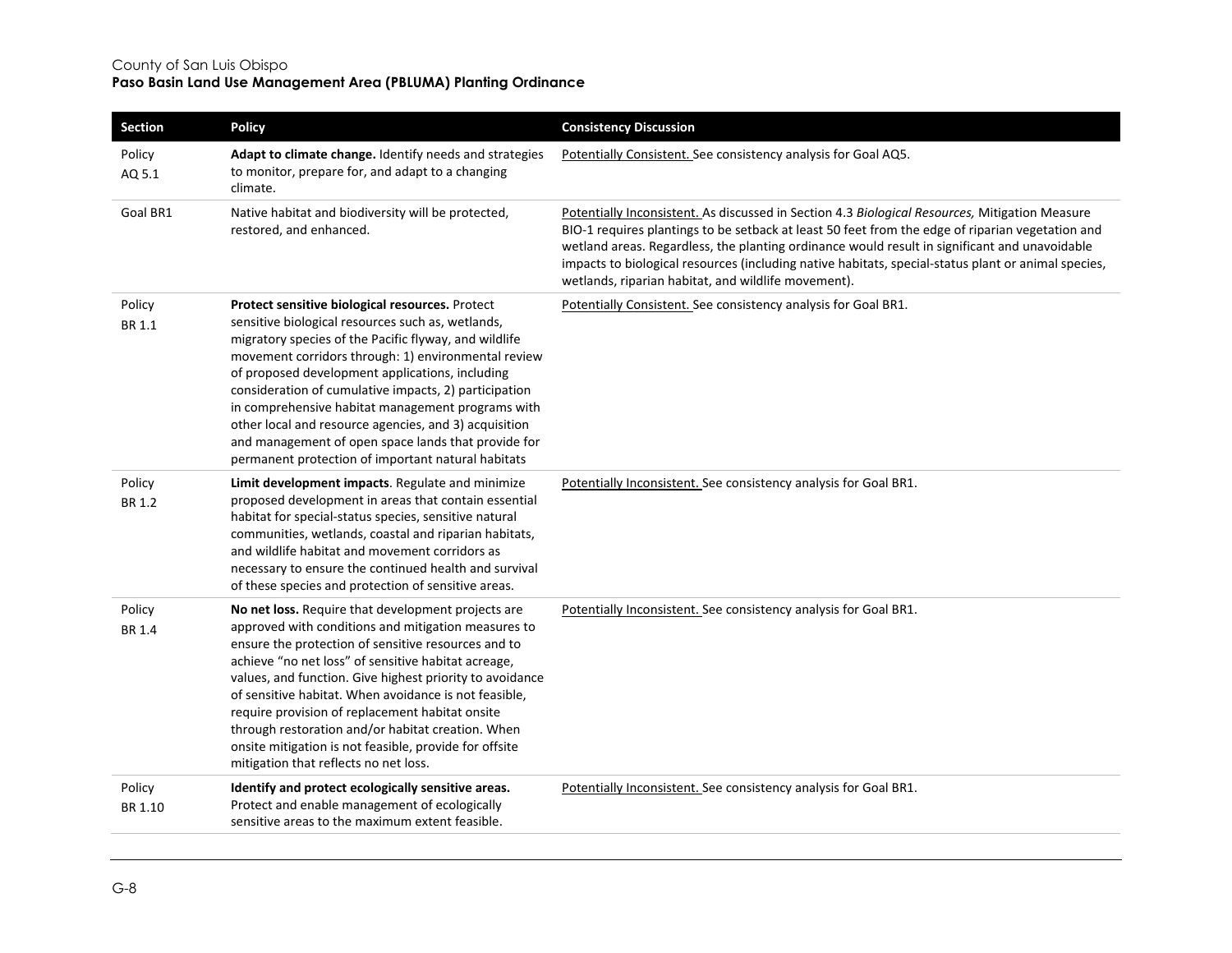| Section | Policy | Consistency Discussion |
|---|---|---|
| Policy AQ 5.1 | **Adapt to climate change.** Identify needs and strategies to monitor, prepare for, and adapt to a changing climate. | Potentially Consistent. See consistency analysis for Goal AQ5. |
| Goal BR1 | Native habitat and biodiversity will be protected, restored, and enhanced. | Potentially Inconsistent. As discussed in Section 4.3 *Biological Resources,* Mitigation Measure BIO-1 requires plantings to be setback at least 50 feet from the edge of riparian vegetation and wetland areas. Regardless, the planting ordinance would result in significant and unavoidable impacts to biological resources (including native habitats, special-status plant or animal species, wetlands, riparian habitat, and wildlife movement). |
| Policy BR 1.1 | **Protect sensitive biological resources.** Protect sensitive biological resources such as, wetlands, migratory species of the Pacific flyway, and wildlife movement corridors through: 1) environmental review of proposed development applications, including consideration of cumulative impacts, 2) participation in comprehensive habitat management programs with other local and resource agencies, and 3) acquisition and management of open space lands that provide for permanent protection of important natural habitats | Potentially Consistent. See consistency analysis for Goal BR1. |
| Policy BR 1.2 | **Limit development impacts**. Regulate and minimize proposed development in areas that contain essential habitat for special-status species, sensitive natural communities, wetlands, coastal and riparian habitats, and wildlife habitat and movement corridors as necessary to ensure the continued health and survival of these species and protection of sensitive areas. | Potentially Inconsistent. See consistency analysis for Goal BR1. |
| Policy BR 1.4 | **No net loss.** Require that development projects are approved with conditions and mitigation measures to ensure the protection of sensitive resources and to achieve "no net loss" of sensitive habitat acreage, values, and function. Give highest priority to avoidance of sensitive habitat. When avoidance is not feasible, require provision of replacement habitat onsite through restoration and/or habitat creation. When onsite mitigation is not feasible, provide for offsite mitigation that reflects no net loss. | Potentially Inconsistent. See consistency analysis for Goal BR1. |
| Policy BR 1.10 | **Identify and protect ecologically sensitive areas.** Protect and enable management of ecologically sensitive areas to the maximum extent feasible. | Potentially Inconsistent. See consistency analysis for Goal BR1. |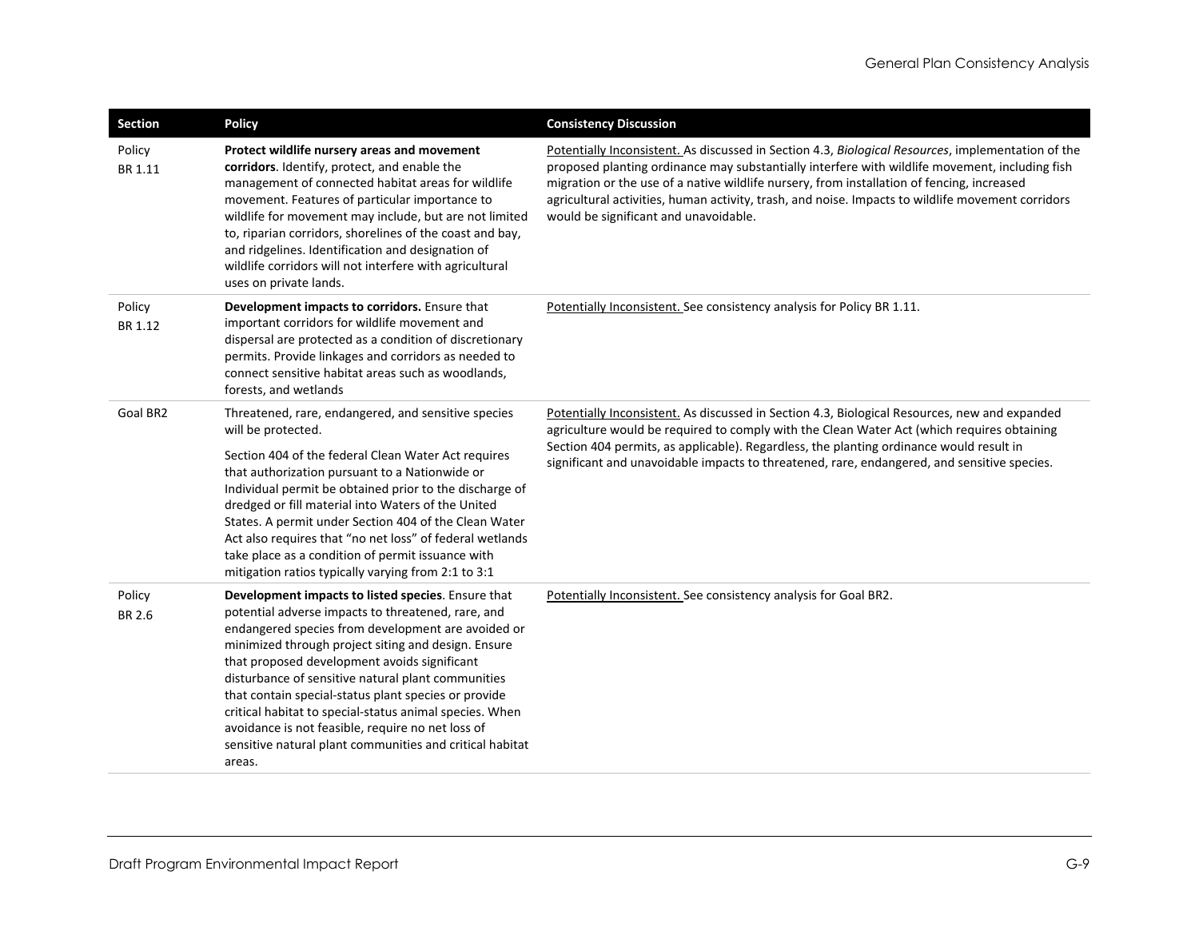| Section | Policy | Consistency Discussion |
|---|---|---|
| Policy BR 1.11 | **Protect wildlife nursery areas and movement corridors**. Identify, protect, and enable the management of connected habitat areas for wildlife movement. Features of particular importance to wildlife for movement may include, but are not limited to, riparian corridors, shorelines of the coast and bay, and ridgelines. Identification and designation of wildlife corridors will not interfere with agricultural uses on private lands. | Potentially Inconsistent. As discussed in Section 4.3, *Biological Resources*, implementation of the proposed planting ordinance may substantially interfere with wildlife movement, including fish migration or the use of a native wildlife nursery, from installation of fencing, increased agricultural activities, human activity, trash, and noise. Impacts to wildlife movement corridors would be significant and unavoidable. |
| Policy BR 1.12 | **Development impacts to corridors.** Ensure that important corridors for wildlife movement and dispersal are protected as a condition of discretionary permits. Provide linkages and corridors as needed to connect sensitive habitat areas such as woodlands, forests, and wetlands | Potentially Inconsistent. See consistency analysis for Policy BR 1.11. |
| Goal BR2 | Threatened, rare, endangered, and sensitive species will be protected.<br><br>Section 404 of the federal Clean Water Act requires that authorization pursuant to a Nationwide or Individual permit be obtained prior to the discharge of dredged or fill material into Waters of the United States. A permit under Section 404 of the Clean Water Act also requires that "no net loss" of federal wetlands take place as a condition of permit issuance with mitigation ratios typically varying from 2:1 to 3:1 | Potentially Inconsistent. As discussed in Section 4.3, Biological Resources, new and expanded agriculture would be required to comply with the Clean Water Act (which requires obtaining Section 404 permits, as applicable). Regardless, the planting ordinance would result in significant and unavoidable impacts to threatened, rare, endangered, and sensitive species. |
| Policy BR 2.6 | **Development impacts to listed species**. Ensure that potential adverse impacts to threatened, rare, and endangered species from development are avoided or minimized through project siting and design. Ensure that proposed development avoids significant disturbance of sensitive natural plant communities that contain special-status plant species or provide critical habitat to special-status animal species. When avoidance is not feasible, require no net loss of sensitive natural plant communities and critical habitat areas. | Potentially Inconsistent. See consistency analysis for Goal BR2. |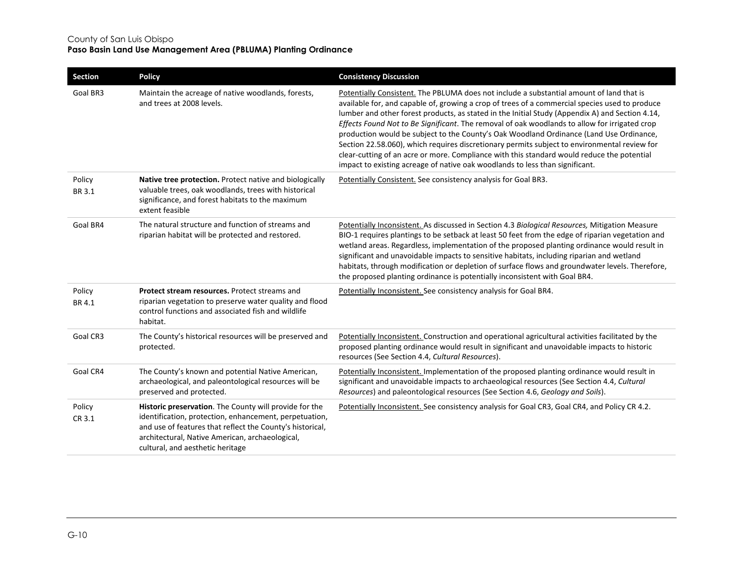| Section | Policy | Consistency Discussion |
|---|---|---|
| Goal BR3 | Maintain the acreage of native woodlands, forests, and trees at 2008 levels. | Potentially Consistent. The PBLUMA does not include a substantial amount of land that is available for, and capable of, growing a crop of trees of a commercial species used to produce lumber and other forest products, as stated in the Initial Study (Appendix A) and Section 4.14, *Effects Found Not to Be Significant*. The removal of oak woodlands to allow for irrigated crop production would be subject to the County's Oak Woodland Ordinance (Land Use Ordinance, Section 22.58.060), which requires discretionary permits subject to environmental review for clear-cutting of an acre or more. Compliance with this standard would reduce the potential impact to existing acreage of native oak woodlands to less than significant. |
| Policy BR 3.1 | **Native tree protection.** Protect native and biologically valuable trees, oak woodlands, trees with historical significance, and forest habitats to the maximum extent feasible | Potentially Consistent. See consistency analysis for Goal BR3. |
| Goal BR4 | The natural structure and function of streams and riparian habitat will be protected and restored. | Potentially Inconsistent. As discussed in Section 4.3 *Biological Resources,* Mitigation Measure BIO-1 requires plantings to be setback at least 50 feet from the edge of riparian vegetation and wetland areas. Regardless, implementation of the proposed planting ordinance would result in significant and unavoidable impacts to sensitive habitats, including riparian and wetland habitats, through modification or depletion of surface flows and groundwater levels. Therefore, the proposed planting ordinance is potentially inconsistent with Goal BR4. |
| Policy BR 4.1 | **Protect stream resources.** Protect streams and riparian vegetation to preserve water quality and flood control functions and associated fish and wildlife habitat. | Potentially Inconsistent. See consistency analysis for Goal BR4. |
| Goal CR3 | The County's historical resources will be preserved and protected. | Potentially Inconsistent. Construction and operational agricultural activities facilitated by the proposed planting ordinance would result in significant and unavoidable impacts to historic resources (See Section 4.4, *Cultural Resources*). |
| Goal CR4 | The County's known and potential Native American, archaeological, and paleontological resources will be preserved and protected. | Potentially Inconsistent. Implementation of the proposed planting ordinance would result in significant and unavoidable impacts to archaeological resources (See Section 4.4, *Cultural Resources*) and paleontological resources (See Section 4.6, *Geology and Soils*). |
| Policy CR 3.1 | **Historic preservation**. The County will provide for the identification, protection, enhancement, perpetuation, and use of features that reflect the County's historical, architectural, Native American, archaeological, cultural, and aesthetic heritage | Potentially Inconsistent. See consistency analysis for Goal CR3, Goal CR4, and Policy CR 4.2. |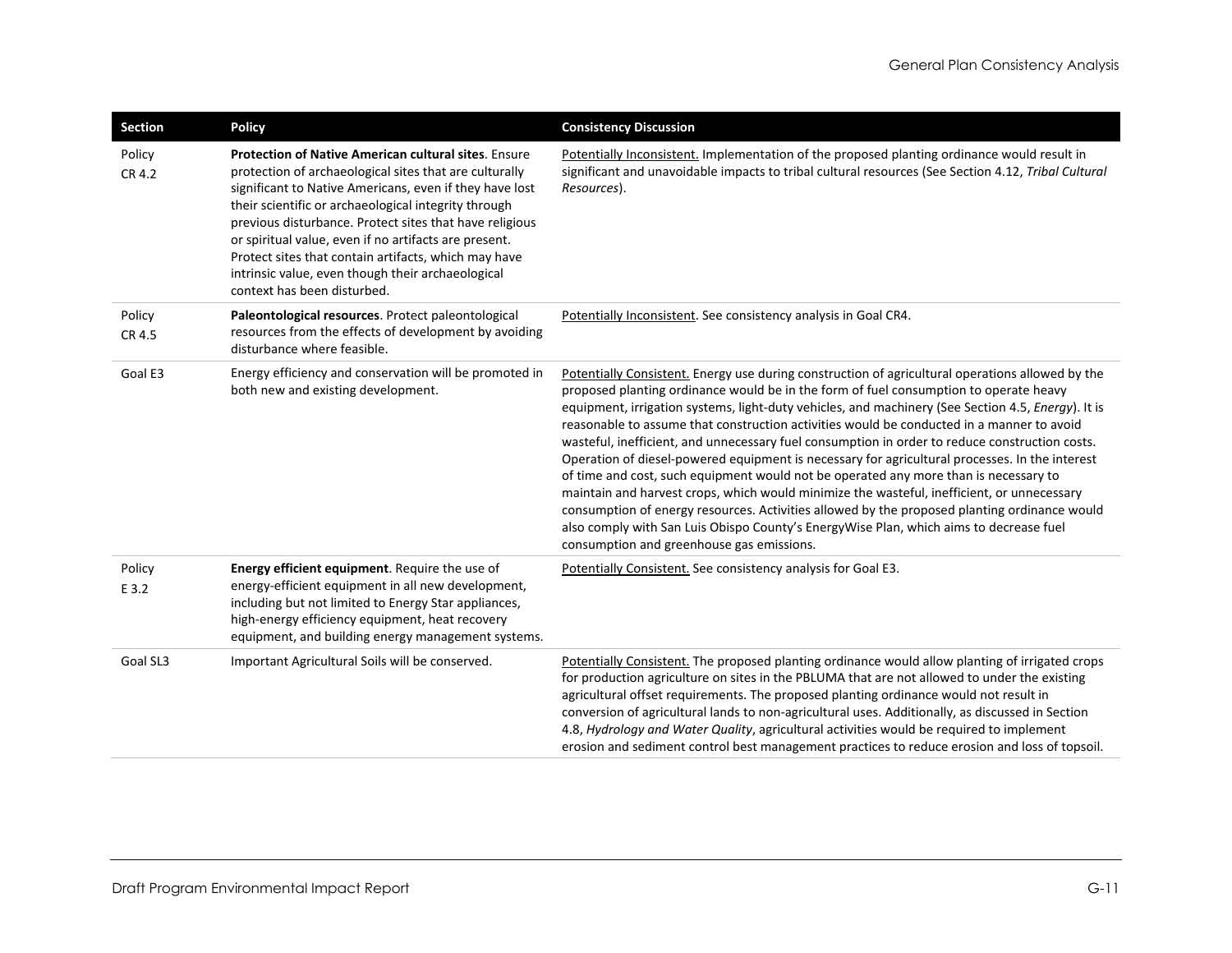| Section | Policy | Consistency Discussion |
|---|---|---|
| Policy CR 4.2 | **Protection of Native American cultural sites**. Ensure protection of archaeological sites that are culturally significant to Native Americans, even if they have lost their scientific or archaeological integrity through previous disturbance. Protect sites that have religious or spiritual value, even if no artifacts are present. Protect sites that contain artifacts, which may have intrinsic value, even though their archaeological context has been disturbed. | Potentially Inconsistent. Implementation of the proposed planting ordinance would result in significant and unavoidable impacts to tribal cultural resources (See Section 4.12, *Tribal Cultural Resources*). |
| Policy CR 4.5 | **Paleontological resources**. Protect paleontological resources from the effects of development by avoiding disturbance where feasible. | Potentially Inconsistent. See consistency analysis in Goal CR4. |
| Goal E3 | Energy efficiency and conservation will be promoted in both new and existing development. | Potentially Consistent. Energy use during construction of agricultural operations allowed by the proposed planting ordinance would be in the form of fuel consumption to operate heavy equipment, irrigation systems, light-duty vehicles, and machinery (See Section 4.5, *Energy*). It is reasonable to assume that construction activities would be conducted in a manner to avoid wasteful, inefficient, and unnecessary fuel consumption in order to reduce construction costs. Operation of diesel-powered equipment is necessary for agricultural processes. In the interest of time and cost, such equipment would not be operated any more than is necessary to maintain and harvest crops, which would minimize the wasteful, inefficient, or unnecessary consumption of energy resources. Activities allowed by the proposed planting ordinance would also comply with San Luis Obispo County's EnergyWise Plan, which aims to decrease fuel consumption and greenhouse gas emissions. |
| Policy E 3.2 | **Energy efficient equipment**. Require the use of energy-efficient equipment in all new development, including but not limited to Energy Star appliances, high-energy efficiency equipment, heat recovery equipment, and building energy management systems. | Potentially Consistent. See consistency analysis for Goal E3. |
| Goal SL3 | Important Agricultural Soils will be conserved. | Potentially Consistent. The proposed planting ordinance would allow planting of irrigated crops for production agriculture on sites in the PBLUMA that are not allowed to under the existing agricultural offset requirements. The proposed planting ordinance would not result in conversion of agricultural lands to non-agricultural uses. Additionally, as discussed in Section 4.8, *Hydrology and Water Quality*, agricultural activities would be required to implement erosion and sediment control best management practices to reduce erosion and loss of topsoil. |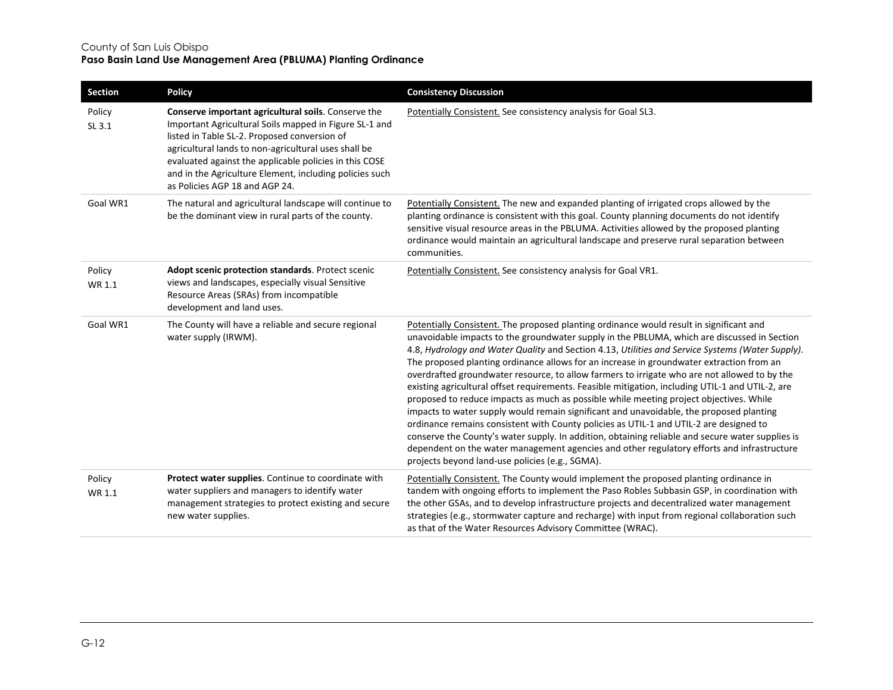| Section | Policy | Consistency Discussion |
|---|---|---|
| Policy SL 3.1 | **Conserve important agricultural soils**. Conserve the Important Agricultural Soils mapped in Figure SL-1 and listed in Table SL-2. Proposed conversion of agricultural lands to non-agricultural uses shall be evaluated against the applicable policies in this COSE and in the Agriculture Element, including policies such as Policies AGP 18 and AGP 24. | Potentially Consistent. See consistency analysis for Goal SL3. |
| Goal WR1 | The natural and agricultural landscape will continue to be the dominant view in rural parts of the county. | Potentially Consistent. The new and expanded planting of irrigated crops allowed by the planting ordinance is consistent with this goal. County planning documents do not identify sensitive visual resource areas in the PBLUMA. Activities allowed by the proposed planting ordinance would maintain an agricultural landscape and preserve rural separation between communities. |
| Policy WR 1.1 | **Adopt scenic protection standards**. Protect scenic views and landscapes, especially visual Sensitive Resource Areas (SRAs) from incompatible development and land uses. | Potentially Consistent. See consistency analysis for Goal VR1. |
| Goal WR1 | The County will have a reliable and secure regional water supply (IRWM). | Potentially Consistent. The proposed planting ordinance would result in significant and unavoidable impacts to the groundwater supply in the PBLUMA, which are discussed in Section 4.8, *Hydrology and Water Quality* and Section 4.13, *Utilities and Service Systems (Water Supply)*. The proposed planting ordinance allows for an increase in groundwater extraction from an overdrafted groundwater resource, to allow farmers to irrigate who are not allowed to by the existing agricultural offset requirements. Feasible mitigation, including UTIL-1 and UTIL-2, are proposed to reduce impacts as much as possible while meeting project objectives. While impacts to water supply would remain significant and unavoidable, the proposed planting ordinance remains consistent with County policies as UTIL-1 and UTIL-2 are designed to conserve the County's water supply. In addition, obtaining reliable and secure water supplies is dependent on the water management agencies and other regulatory efforts and infrastructure projects beyond land-use policies (e.g., SGMA). |
| Policy WR 1.1 | **Protect water supplies**. Continue to coordinate with water suppliers and managers to identify water management strategies to protect existing and secure new water supplies. | Potentially Consistent. The County would implement the proposed planting ordinance in tandem with ongoing efforts to implement the Paso Robles Subbasin GSP, in coordination with the other GSAs, and to develop infrastructure projects and decentralized water management strategies (e.g., stormwater capture and recharge) with input from regional collaboration such as that of the Water Resources Advisory Committee (WRAC). |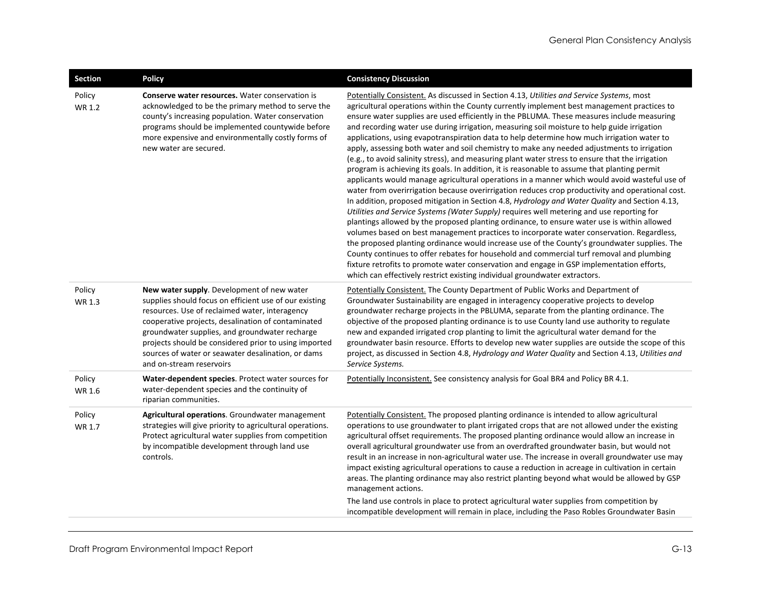| Section | Policy | Consistency Discussion |
|---|---|---|
| Policy WR 1.2 | **Conserve water resources.** Water conservation is acknowledged to be the primary method to serve the county's increasing population. Water conservation programs should be implemented countywide before more expensive and environmentally costly forms of new water are secured. | Potentially Consistent. As discussed in Section 4.13, *Utilities and Service Systems*, most agricultural operations within the County currently implement best management practices to ensure water supplies are used efficiently in the PBLUMA. These measures include measuring and recording water use during irrigation, measuring soil moisture to help guide irrigation applications, using evapotranspiration data to help determine how much irrigation water to apply, assessing both water and soil chemistry to make any needed adjustments to irrigation (e.g., to avoid salinity stress), and measuring plant water stress to ensure that the irrigation program is achieving its goals. In addition, it is reasonable to assume that planting permit applicants would manage agricultural operations in a manner which would avoid wasteful use of water from overirrigation because overirrigation reduces crop productivity and operational cost. In addition, proposed mitigation in Section 4.8, *Hydrology and Water Quality* and Section 4.13, *Utilities and Service Systems (Water Supply)* requires well metering and use reporting for plantings allowed by the proposed planting ordinance, to ensure water use is within allowed volumes based on best management practices to incorporate water conservation. Regardless, the proposed planting ordinance would increase use of the County's groundwater supplies. The County continues to offer rebates for household and commercial turf removal and plumbing fixture retrofits to promote water conservation and engage in GSP implementation efforts, which can effectively restrict existing individual groundwater extractors. |
| Policy WR 1.3 | **New water supply**. Development of new water supplies should focus on efficient use of our existing resources. Use of reclaimed water, interagency cooperative projects, desalination of contaminated groundwater supplies, and groundwater recharge projects should be considered prior to using imported sources of water or seawater desalination, or dams and on-stream reservoirs | Potentially Consistent. The County Department of Public Works and Department of Groundwater Sustainability are engaged in interagency cooperative projects to develop groundwater recharge projects in the PBLUMA, separate from the planting ordinance. The objective of the proposed planting ordinance is to use County land use authority to regulate new and expanded irrigated crop planting to limit the agricultural water demand for the groundwater basin resource. Efforts to develop new water supplies are outside the scope of this project, as discussed in Section 4.8, *Hydrology and Water Quality* and Section 4.13, *Utilities and Service Systems.* |
| Policy WR 1.6 | **Water-dependent species**. Protect water sources for water-dependent species and the continuity of riparian communities. | Potentially Inconsistent. See consistency analysis for Goal BR4 and Policy BR 4.1. |
| Policy WR 1.7 | **Agricultural operations**. Groundwater management strategies will give priority to agricultural operations. Protect agricultural water supplies from competition by incompatible development through land use controls. | Potentially Consistent. The proposed planting ordinance is intended to allow agricultural operations to use groundwater to plant irrigated crops that are not allowed under the existing agricultural offset requirements. The proposed planting ordinance would allow an increase in overall agricultural groundwater use from an overdrafted groundwater basin, but would not result in an increase in non-agricultural water use. The increase in overall groundwater use may impact existing agricultural operations to cause a reduction in acreage in cultivation in certain areas. The planting ordinance may also restrict planting beyond what would be allowed by GSP management actions.<br><br>The land use controls in place to protect agricultural water supplies from competition by incompatible development will remain in place, including the Paso Robles Groundwater Basin |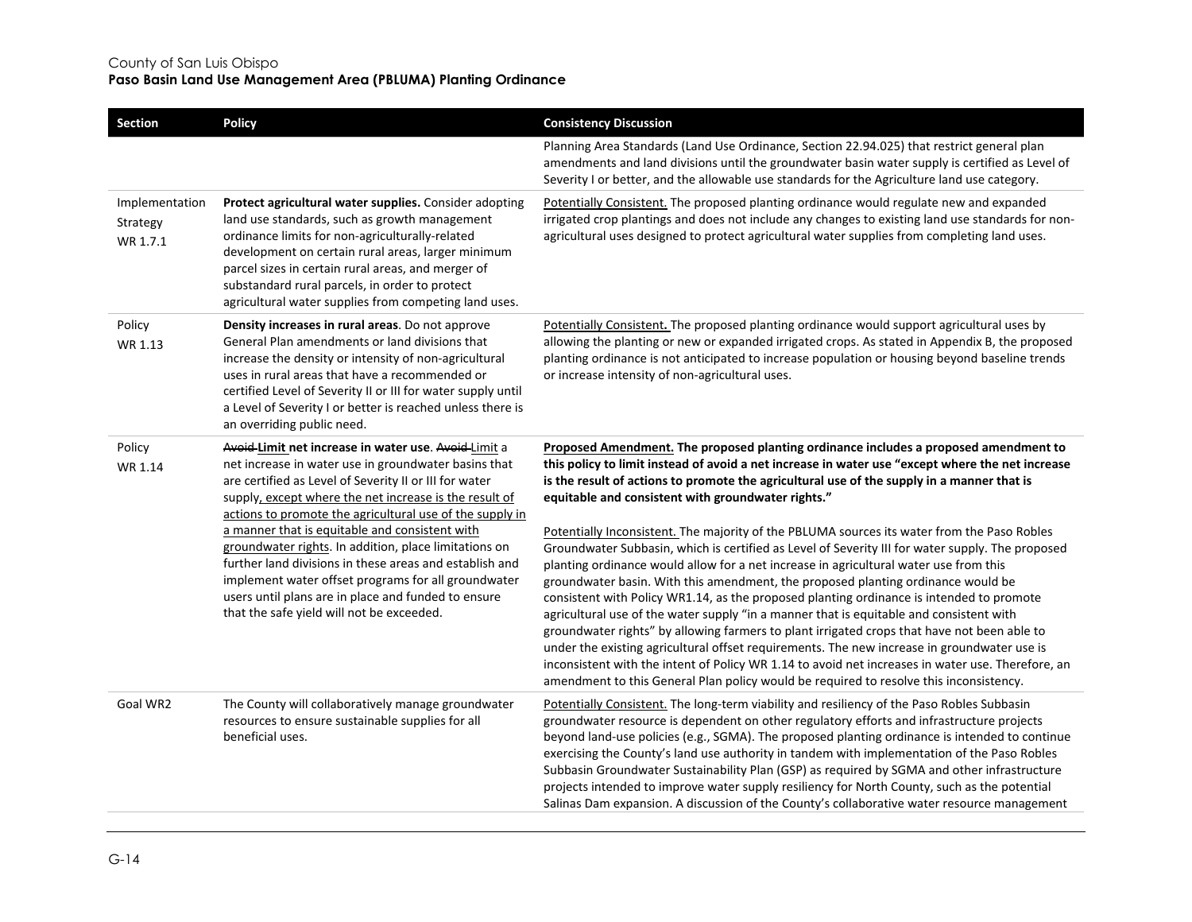| Section | Policy | Consistency Discussion |
|---|---|---|
| | | Planning Area Standards (Land Use Ordinance, Section 22.94.025) that restrict general plan amendments and land divisions until the groundwater basin water supply is certified as Level of Severity I or better, and the allowable use standards for the Agriculture land use category. |
| Implementation Strategy WR 1.7.1 | **Protect agricultural water supplies.** Consider adopting land use standards, such as growth management ordinance limits for non-agriculturally-related development on certain rural areas, larger minimum parcel sizes in certain rural areas, and merger of substandard rural parcels, in order to protect agricultural water supplies from competing land uses. | <u>Potentially Consistent.</u> The proposed planting ordinance would regulate new and expanded irrigated crop plantings and does not include any changes to existing land use standards for non-agricultural uses designed to protect agricultural water supplies from completing land uses. |
| Policy WR 1.13 | **Density increases in rural areas**. Do not approve General Plan amendments or land divisions that increase the density or intensity of non-agricultural uses in rural areas that have a recommended or certified Level of Severity II or III for water supply until a Level of Severity I or better is reached unless there is an overriding public need. | <u>Potentially Consistent.</u> The proposed planting ordinance would support agricultural uses by allowing the planting or new or expanded irrigated crops. As stated in Appendix B, the proposed planting ordinance is not anticipated to increase population or housing beyond baseline trends or increase intensity of non-agricultural uses. |
| Policy WR 1.14 | ~~**Avoid**~~ **<u>Limit</u> net increase in water use**. ~~Avoid~~ <u>Limit</u> a net increase in water use in groundwater basins that are certified as Level of Severity II or III for water supply<u>, except where the net increase is the result of actions to promote the agricultural use of the supply in a manner that is equitable and consistent with groundwater rights</u>. In addition, place limitations on further land divisions in these areas and establish and implement water offset programs for all groundwater users until plans are in place and funded to ensure that the safe yield will not be exceeded. | **<u>Proposed Amendment.</u> The proposed planting ordinance includes a proposed amendment to this policy to limit instead of avoid a net increase in water use "except where the net increase is the result of actions to promote the agricultural use of the supply in a manner that is equitable and consistent with groundwater rights."**<br><br><u>Potentially Inconsistent.</u> The majority of the PBLUMA sources its water from the Paso Robles Groundwater Subbasin, which is certified as Level of Severity III for water supply. The proposed planting ordinance would allow for a net increase in agricultural water use from this groundwater basin. With this amendment, the proposed planting ordinance would be consistent with Policy WR1.14, as the proposed planting ordinance is intended to promote agricultural use of the water supply "in a manner that is equitable and consistent with groundwater rights" by allowing farmers to plant irrigated crops that have not been able to under the existing agricultural offset requirements. The new increase in groundwater use is inconsistent with the intent of Policy WR 1.14 to avoid net increases in water use. Therefore, an amendment to this General Plan policy would be required to resolve this inconsistency. |
| Goal WR2 | The County will collaboratively manage groundwater resources to ensure sustainable supplies for all beneficial uses. | <u>Potentially Consistent.</u> The long-term viability and resiliency of the Paso Robles Subbasin groundwater resource is dependent on other regulatory efforts and infrastructure projects beyond land-use policies (e.g., SGMA). The proposed planting ordinance is intended to continue exercising the County's land use authority in tandem with implementation of the Paso Robles Subbasin Groundwater Sustainability Plan (GSP) as required by SGMA and other infrastructure projects intended to improve water supply resiliency for North County, such as the potential Salinas Dam expansion. A discussion of the County's collaborative water resource management |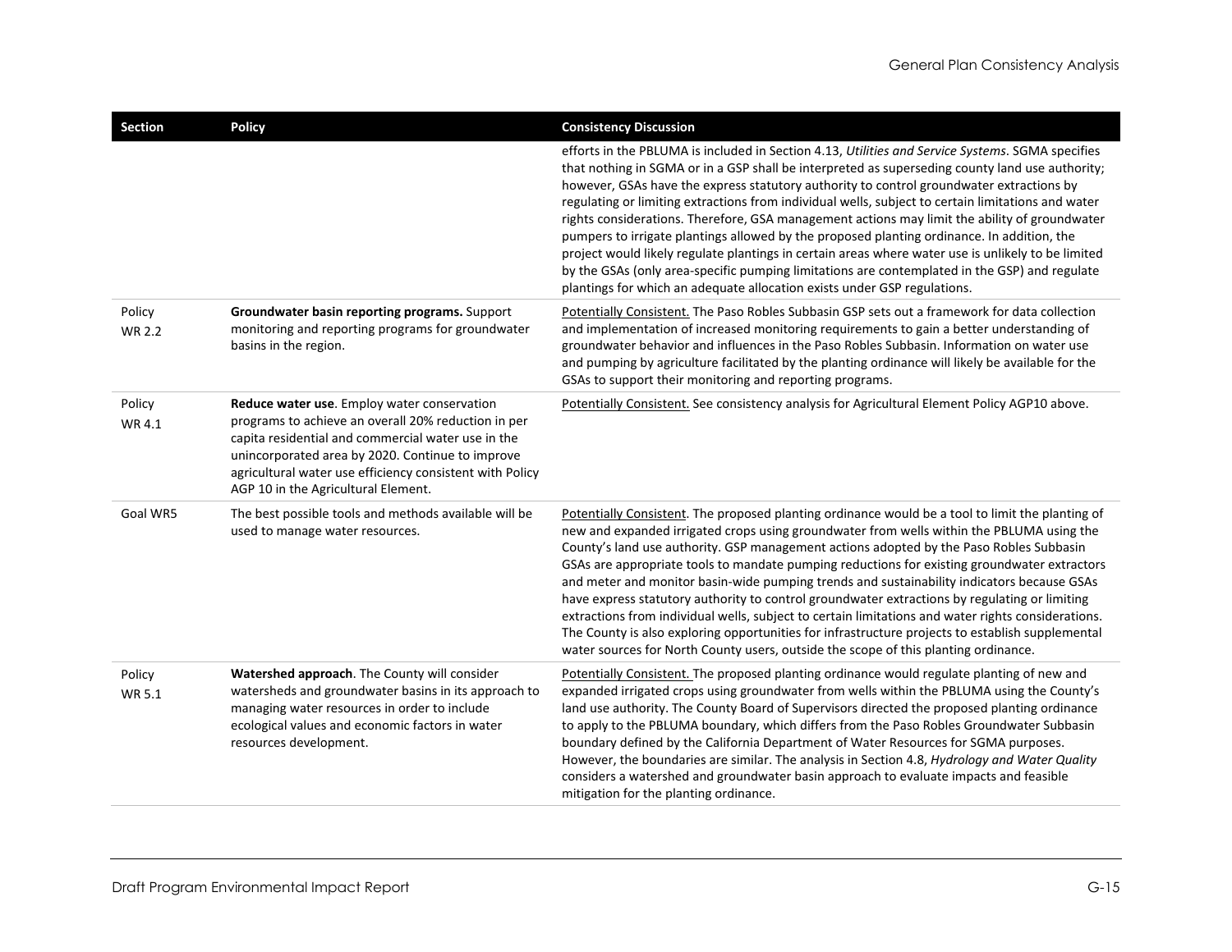| Section | Policy | Consistency Discussion |
|---|---|---|
| | | efforts in the PBLUMA is included in Section 4.13, *Utilities and Service Systems*. SGMA specifies that nothing in SGMA or in a GSP shall be interpreted as superseding county land use authority; however, GSAs have the express statutory authority to control groundwater extractions by regulating or limiting extractions from individual wells, subject to certain limitations and water rights considerations. Therefore, GSA management actions may limit the ability of groundwater pumpers to irrigate plantings allowed by the proposed planting ordinance. In addition, the project would likely regulate plantings in certain areas where water use is unlikely to be limited by the GSAs (only area-specific pumping limitations are contemplated in the GSP) and regulate plantings for which an adequate allocation exists under GSP regulations. |
| Policy WR 2.2 | **Groundwater basin reporting programs.** Support monitoring and reporting programs for groundwater basins in the region. | Potentially Consistent. The Paso Robles Subbasin GSP sets out a framework for data collection and implementation of increased monitoring requirements to gain a better understanding of groundwater behavior and influences in the Paso Robles Subbasin. Information on water use and pumping by agriculture facilitated by the planting ordinance will likely be available for the GSAs to support their monitoring and reporting programs. |
| Policy WR 4.1 | **Reduce water use**. Employ water conservation programs to achieve an overall 20% reduction in per capita residential and commercial water use in the unincorporated area by 2020. Continue to improve agricultural water use efficiency consistent with Policy AGP 10 in the Agricultural Element. | Potentially Consistent. See consistency analysis for Agricultural Element Policy AGP10 above. |
| Goal WR5 | The best possible tools and methods available will be used to manage water resources. | Potentially Consistent. The proposed planting ordinance would be a tool to limit the planting of new and expanded irrigated crops using groundwater from wells within the PBLUMA using the County's land use authority. GSP management actions adopted by the Paso Robles Subbasin GSAs are appropriate tools to mandate pumping reductions for existing groundwater extractors and meter and monitor basin-wide pumping trends and sustainability indicators because GSAs have express statutory authority to control groundwater extractions by regulating or limiting extractions from individual wells, subject to certain limitations and water rights considerations. The County is also exploring opportunities for infrastructure projects to establish supplemental water sources for North County users, outside the scope of this planting ordinance. |
| Policy WR 5.1 | **Watershed approach**. The County will consider watersheds and groundwater basins in its approach to managing water resources in order to include ecological values and economic factors in water resources development. | Potentially Consistent. The proposed planting ordinance would regulate planting of new and expanded irrigated crops using groundwater from wells within the PBLUMA using the County's land use authority. The County Board of Supervisors directed the proposed planting ordinance to apply to the PBLUMA boundary, which differs from the Paso Robles Groundwater Subbasin boundary defined by the California Department of Water Resources for SGMA purposes. However, the boundaries are similar. The analysis in Section 4.8, *Hydrology and Water Quality* considers a watershed and groundwater basin approach to evaluate impacts and feasible mitigation for the planting ordinance. |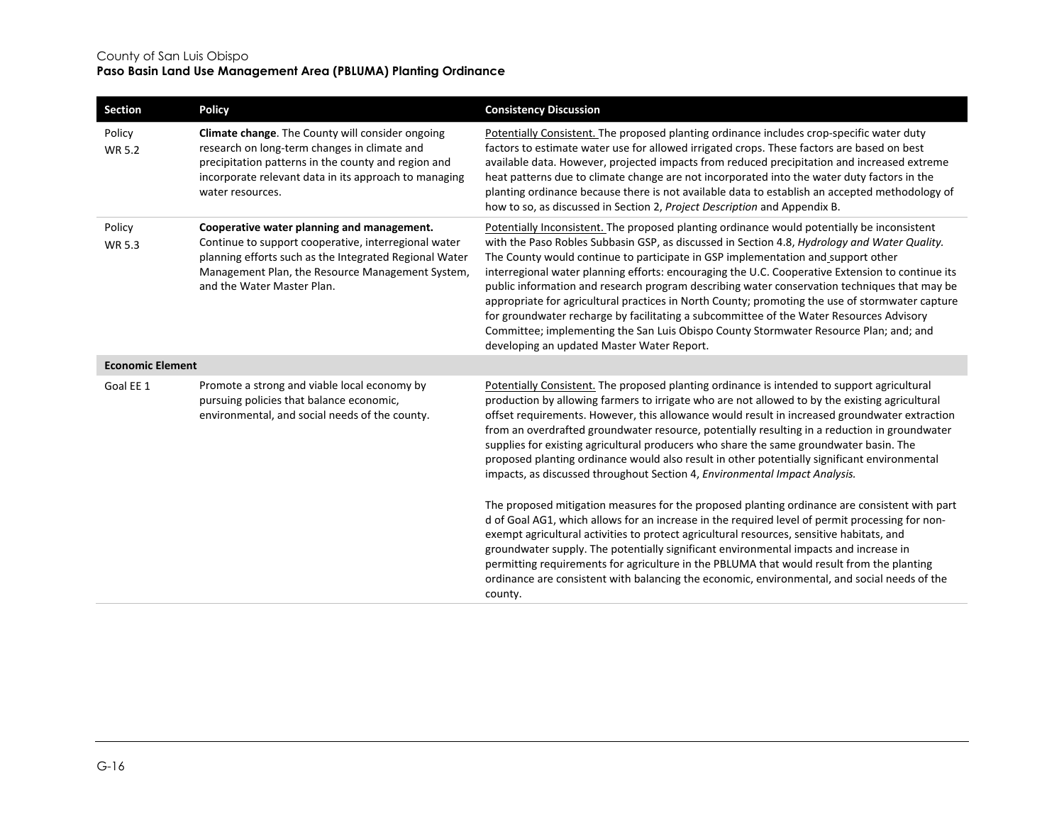| Section | Policy | Consistency Discussion |
| --- | --- | --- |
| Policy WR 5.2 | **Climate change**. The County will consider ongoing research on long-term changes in climate and precipitation patterns in the county and region and incorporate relevant data in its approach to managing water resources. | Potentially Consistent. The proposed planting ordinance includes crop-specific water duty factors to estimate water use for allowed irrigated crops. These factors are based on best available data. However, projected impacts from reduced precipitation and increased extreme heat patterns due to climate change are not incorporated into the water duty factors in the planting ordinance because there is not available data to establish an accepted methodology of how to so, as discussed in Section 2, *Project Description* and Appendix B. |
| Policy WR 5.3 | **Cooperative water planning and management.** Continue to support cooperative, interregional water planning efforts such as the Integrated Regional Water Management Plan, the Resource Management System, and the Water Master Plan. | Potentially Inconsistent. The proposed planting ordinance would potentially be inconsistent with the Paso Robles Subbasin GSP, as discussed in Section 4.8, *Hydrology and Water Quality.* The County would continue to participate in GSP implementation and support other interregional water planning efforts: encouraging the U.C. Cooperative Extension to continue its public information and research program describing water conservation techniques that may be appropriate for agricultural practices in North County; promoting the use of stormwater capture for groundwater recharge by facilitating a subcommittee of the Water Resources Advisory Committee; implementing the San Luis Obispo County Stormwater Resource Plan; and; and developing an updated Master Water Report. |
| **Economic Element** | | |
| Goal EE 1 | Promote a strong and viable local economy by pursuing policies that balance economic, environmental, and social needs of the county. | Potentially Consistent. The proposed planting ordinance is intended to support agricultural production by allowing farmers to irrigate who are not allowed to by the existing agricultural offset requirements. However, this allowance would result in increased groundwater extraction from an overdrafted groundwater resource, potentially resulting in a reduction in groundwater supplies for existing agricultural producers who share the same groundwater basin. The proposed planting ordinance would also result in other potentially significant environmental impacts, as discussed throughout Section 4, *Environmental Impact Analysis.*<br><br>The proposed mitigation measures for the proposed planting ordinance are consistent with part d of Goal AG1, which allows for an increase in the required level of permit processing for non-exempt agricultural activities to protect agricultural resources, sensitive habitats, and groundwater supply. The potentially significant environmental impacts and increase in permitting requirements for agriculture in the PBLUMA that would result from the planting ordinance are consistent with balancing the economic, environmental, and social needs of the county. |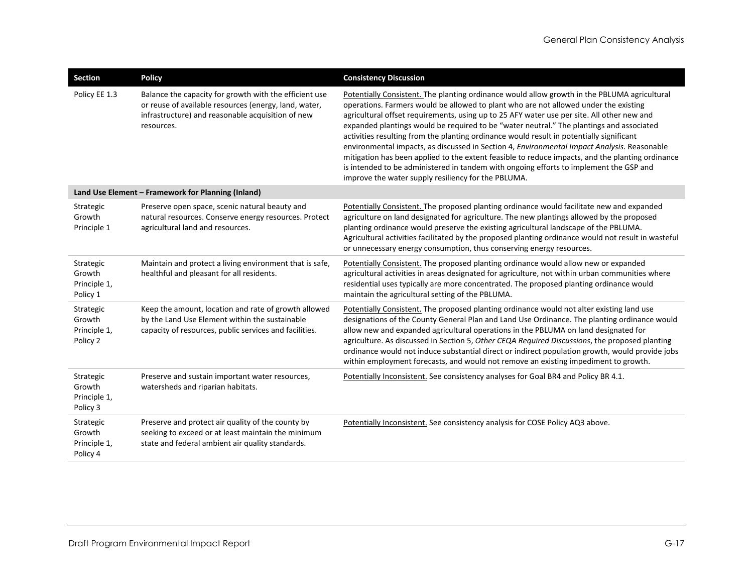| Section | Policy | Consistency Discussion |
|---|---|---|
| Policy EE 1.3 | Balance the capacity for growth with the efficient use or reuse of available resources (energy, land, water, infrastructure) and reasonable acquisition of new resources. | Potentially Consistent. The planting ordinance would allow growth in the PBLUMA agricultural operations. Farmers would be allowed to plant who are not allowed under the existing agricultural offset requirements, using up to 25 AFY water use per site. All other new and expanded plantings would be required to be "water neutral." The plantings and associated activities resulting from the planting ordinance would result in potentially significant environmental impacts, as discussed in Section 4, *Environmental Impact Analysis*. Reasonable mitigation has been applied to the extent feasible to reduce impacts, and the planting ordinance is intended to be administered in tandem with ongoing efforts to implement the GSP and improve the water supply resiliency for the PBLUMA. |
| **Land Use Element – Framework for Planning (Inland)** | | |
| Strategic Growth Principle 1 | Preserve open space, scenic natural beauty and natural resources. Conserve energy resources. Protect agricultural land and resources. | Potentially Consistent. The proposed planting ordinance would facilitate new and expanded agriculture on land designated for agriculture. The new plantings allowed by the proposed planting ordinance would preserve the existing agricultural landscape of the PBLUMA. Agricultural activities facilitated by the proposed planting ordinance would not result in wasteful or unnecessary energy consumption, thus conserving energy resources. |
| Strategic Growth Principle 1, Policy 1 | Maintain and protect a living environment that is safe, healthful and pleasant for all residents. | Potentially Consistent. The proposed planting ordinance would allow new or expanded agricultural activities in areas designated for agriculture, not within urban communities where residential uses typically are more concentrated. The proposed planting ordinance would maintain the agricultural setting of the PBLUMA. |
| Strategic Growth Principle 1, Policy 2 | Keep the amount, location and rate of growth allowed by the Land Use Element within the sustainable capacity of resources, public services and facilities. | Potentially Consistent. The proposed planting ordinance would not alter existing land use designations of the County General Plan and Land Use Ordinance. The planting ordinance would allow new and expanded agricultural operations in the PBLUMA on land designated for agriculture. As discussed in Section 5, *Other CEQA Required Discussions*, the proposed planting ordinance would not induce substantial direct or indirect population growth, would provide jobs within employment forecasts, and would not remove an existing impediment to growth. |
| Strategic Growth Principle 1, Policy 3 | Preserve and sustain important water resources, watersheds and riparian habitats. | Potentially Inconsistent. See consistency analyses for Goal BR4 and Policy BR 4.1. |
| Strategic Growth Principle 1, Policy 4 | Preserve and protect air quality of the county by seeking to exceed or at least maintain the minimum state and federal ambient air quality standards. | Potentially Inconsistent. See consistency analysis for COSE Policy AQ3 above. |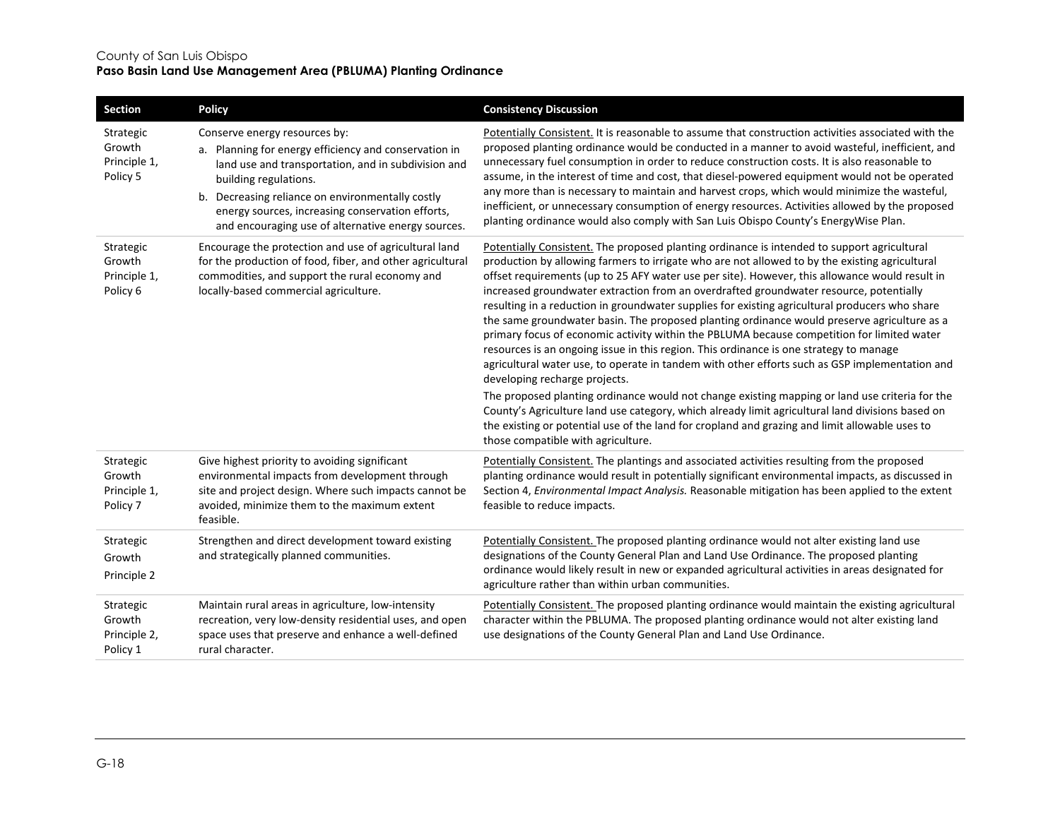| Section | Policy | Consistency Discussion |
|---|---|---|
| Strategic Growth Principle 1, Policy 5 | Conserve energy resources by:<br>a. Planning for energy efficiency and conservation in land use and transportation, and in subdivision and building regulations.<br>b. Decreasing reliance on environmentally costly energy sources, increasing conservation efforts, and encouraging use of alternative energy sources. | Potentially Consistent. It is reasonable to assume that construction activities associated with the proposed planting ordinance would be conducted in a manner to avoid wasteful, inefficient, and unnecessary fuel consumption in order to reduce construction costs. It is also reasonable to assume, in the interest of time and cost, that diesel-powered equipment would not be operated any more than is necessary to maintain and harvest crops, which would minimize the wasteful, inefficient, or unnecessary consumption of energy resources. Activities allowed by the proposed planting ordinance would also comply with San Luis Obispo County's EnergyWise Plan. |
| Strategic Growth Principle 1, Policy 6 | Encourage the protection and use of agricultural land for the production of food, fiber, and other agricultural commodities, and support the rural economy and locally-based commercial agriculture. | Potentially Consistent. The proposed planting ordinance is intended to support agricultural production by allowing farmers to irrigate who are not allowed to by the existing agricultural offset requirements (up to 25 AFY water use per site). However, this allowance would result in increased groundwater extraction from an overdrafted groundwater resource, potentially resulting in a reduction in groundwater supplies for existing agricultural producers who share the same groundwater basin. The proposed planting ordinance would preserve agriculture as a primary focus of economic activity within the PBLUMA because competition for limited water resources is an ongoing issue in this region. This ordinance is one strategy to manage agricultural water use, to operate in tandem with other efforts such as GSP implementation and developing recharge projects.<br>The proposed planting ordinance would not change existing mapping or land use criteria for the County's Agriculture land use category, which already limit agricultural land divisions based on the existing or potential use of the land for cropland and grazing and limit allowable uses to those compatible with agriculture. |
| Strategic Growth Principle 1, Policy 7 | Give highest priority to avoiding significant environmental impacts from development through site and project design. Where such impacts cannot be avoided, minimize them to the maximum extent feasible. | Potentially Consistent. The plantings and associated activities resulting from the proposed planting ordinance would result in potentially significant environmental impacts, as discussed in Section 4, *Environmental Impact Analysis.* Reasonable mitigation has been applied to the extent feasible to reduce impacts. |
| Strategic Growth Principle 2 | Strengthen and direct development toward existing and strategically planned communities. | Potentially Consistent. The proposed planting ordinance would not alter existing land use designations of the County General Plan and Land Use Ordinance. The proposed planting ordinance would likely result in new or expanded agricultural activities in areas designated for agriculture rather than within urban communities. |
| Strategic Growth Principle 2, Policy 1 | Maintain rural areas in agriculture, low-intensity recreation, very low-density residential uses, and open space uses that preserve and enhance a well-defined rural character. | Potentially Consistent. The proposed planting ordinance would maintain the existing agricultural character within the PBLUMA. The proposed planting ordinance would not alter existing land use designations of the County General Plan and Land Use Ordinance. |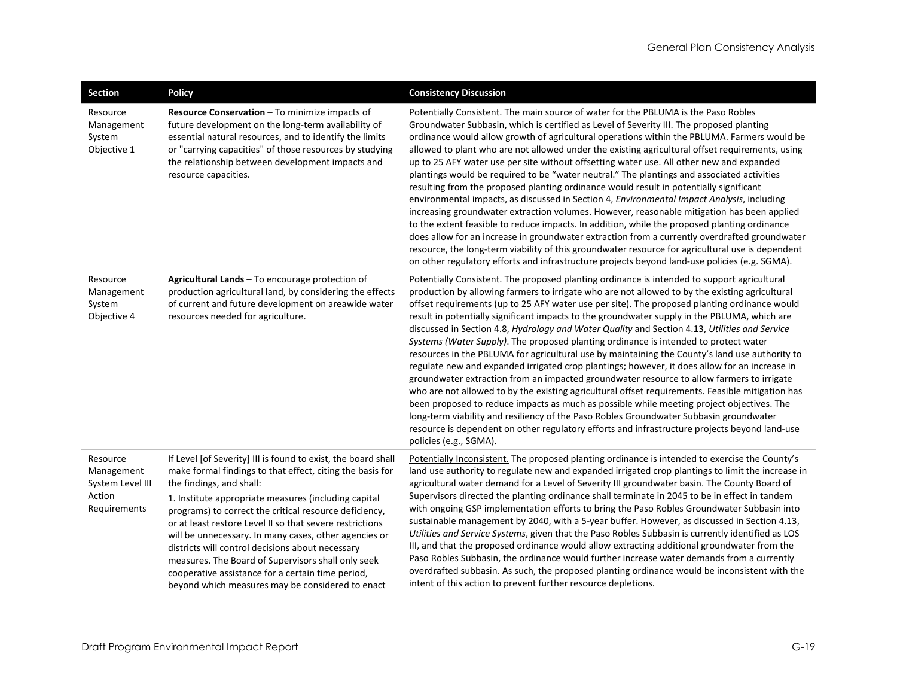| Section | Policy | Consistency Discussion |
|---|---|---|
| Resource Management System Objective 1 | **Resource Conservation** – To minimize impacts of future development on the long-term availability of essential natural resources, and to identify the limits or "carrying capacities" of those resources by studying the relationship between development impacts and resource capacities. | Potentially Consistent. The main source of water for the PBLUMA is the Paso Robles Groundwater Subbasin, which is certified as Level of Severity III. The proposed planting ordinance would allow growth of agricultural operations within the PBLUMA. Farmers would be allowed to plant who are not allowed under the existing agricultural offset requirements, using up to 25 AFY water use per site without offsetting water use. All other new and expanded plantings would be required to be "water neutral." The plantings and associated activities resulting from the proposed planting ordinance would result in potentially significant environmental impacts, as discussed in Section 4, *Environmental Impact Analysis*, including increasing groundwater extraction volumes. However, reasonable mitigation has been applied to the extent feasible to reduce impacts. In addition, while the proposed planting ordinance does allow for an increase in groundwater extraction from a currently overdrafted groundwater resource, the long-term viability of this groundwater resource for agricultural use is dependent on other regulatory efforts and infrastructure projects beyond land-use policies (e.g. SGMA). |
| Resource Management System Objective 4 | **Agricultural Lands** – To encourage protection of production agricultural land, by considering the effects of current and future development on areawide water resources needed for agriculture. | Potentially Consistent. The proposed planting ordinance is intended to support agricultural production by allowing farmers to irrigate who are not allowed to by the existing agricultural offset requirements (up to 25 AFY water use per site). The proposed planting ordinance would result in potentially significant impacts to the groundwater supply in the PBLUMA, which are discussed in Section 4.8, *Hydrology and Water Quality* and Section 4.13, *Utilities and Service Systems (Water Supply)*. The proposed planting ordinance is intended to protect water resources in the PBLUMA for agricultural use by maintaining the County's land use authority to regulate new and expanded irrigated crop plantings; however, it does allow for an increase in groundwater extraction from an impacted groundwater resource to allow farmers to irrigate who are not allowed to by the existing agricultural offset requirements. Feasible mitigation has been proposed to reduce impacts as much as possible while meeting project objectives. The long-term viability and resiliency of the Paso Robles Groundwater Subbasin groundwater resource is dependent on other regulatory efforts and infrastructure projects beyond land-use policies (e.g., SGMA). |
| Resource Management System Level III Action Requirements | If Level [of Severity] III is found to exist, the board shall make formal findings to that effect, citing the basis for the findings, and shall:<br><br>1. Institute appropriate measures (including capital programs) to correct the critical resource deficiency, or at least restore Level II so that severe restrictions will be unnecessary. In many cases, other agencies or districts will control decisions about necessary measures. The Board of Supervisors shall only seek cooperative assistance for a certain time period, beyond which measures may be considered to enact | Potentially Inconsistent. The proposed planting ordinance is intended to exercise the County's land use authority to regulate new and expanded irrigated crop plantings to limit the increase in agricultural water demand for a Level of Severity III groundwater basin. The County Board of Supervisors directed the planting ordinance shall terminate in 2045 to be in effect in tandem with ongoing GSP implementation efforts to bring the Paso Robles Groundwater Subbasin into sustainable management by 2040, with a 5-year buffer. However, as discussed in Section 4.13, *Utilities and Service Systems*, given that the Paso Robles Subbasin is currently identified as LOS III, and that the proposed ordinance would allow extracting additional groundwater from the Paso Robles Subbasin, the ordinance would further increase water demands from a currently overdrafted subbasin. As such, the proposed planting ordinance would be inconsistent with the intent of this action to prevent further resource depletions. |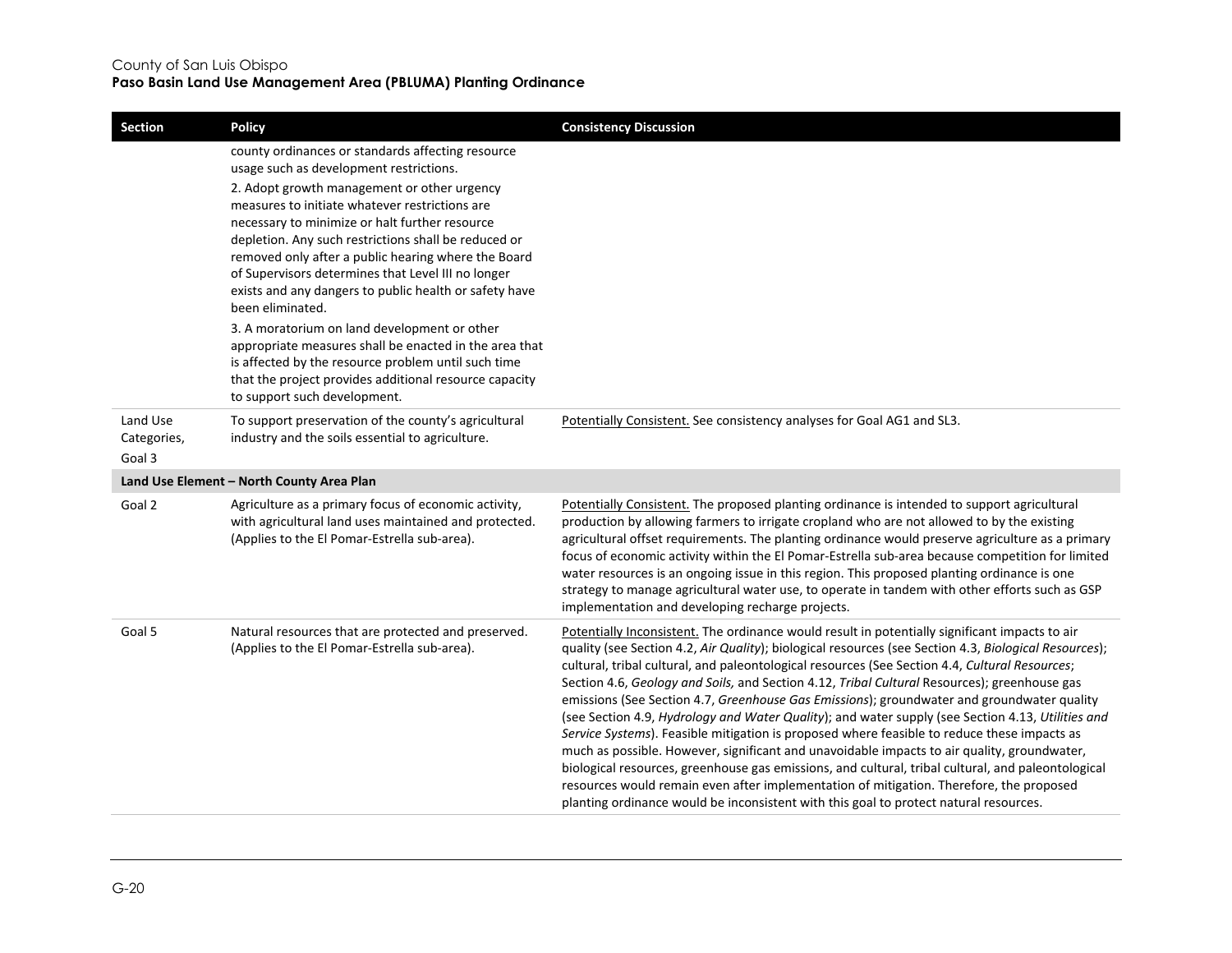| Section | Policy | Consistency Discussion |
|---|---|---|
| | county ordinances or standards affecting resource usage such as development restrictions.<br>2. Adopt growth management or other urgency measures to initiate whatever restrictions are necessary to minimize or halt further resource depletion. Any such restrictions shall be reduced or removed only after a public hearing where the Board of Supervisors determines that Level III no longer exists and any dangers to public health or safety have been eliminated.<br>3. A moratorium on land development or other appropriate measures shall be enacted in the area that is affected by the resource problem until such time that the project provides additional resource capacity to support such development. | |
| Land Use Categories, Goal 3 | To support preservation of the county's agricultural industry and the soils essential to agriculture. | Potentially Consistent. See consistency analyses for Goal AG1 and SL3. |
| **Land Use Element – North County Area Plan** | | |
| Goal 2 | Agriculture as a primary focus of economic activity, with agricultural land uses maintained and protected. (Applies to the El Pomar-Estrella sub-area). | Potentially Consistent. The proposed planting ordinance is intended to support agricultural production by allowing farmers to irrigate cropland who are not allowed to by the existing agricultural offset requirements. The planting ordinance would preserve agriculture as a primary focus of economic activity within the El Pomar-Estrella sub-area because competition for limited water resources is an ongoing issue in this region. This proposed planting ordinance is one strategy to manage agricultural water use, to operate in tandem with other efforts such as GSP implementation and developing recharge projects. |
| Goal 5 | Natural resources that are protected and preserved. (Applies to the El Pomar-Estrella sub-area). | Potentially Inconsistent. The ordinance would result in potentially significant impacts to air quality (see Section 4.2, *Air Quality*); biological resources (see Section 4.3, *Biological Resources*); cultural, tribal cultural, and paleontological resources (See Section 4.4, *Cultural Resources*; Section 4.6, *Geology and Soils,* and Section 4.12, *Tribal Cultural* Resources); greenhouse gas emissions (See Section 4.7, *Greenhouse Gas Emissions*); groundwater and groundwater quality (see Section 4.9, *Hydrology and Water Quality*); and water supply (see Section 4.13, *Utilities and Service Systems*). Feasible mitigation is proposed where feasible to reduce these impacts as much as possible. However, significant and unavoidable impacts to air quality, groundwater, biological resources, greenhouse gas emissions, and cultural, tribal cultural, and paleontological resources would remain even after implementation of mitigation. Therefore, the proposed planting ordinance would be inconsistent with this goal to protect natural resources. |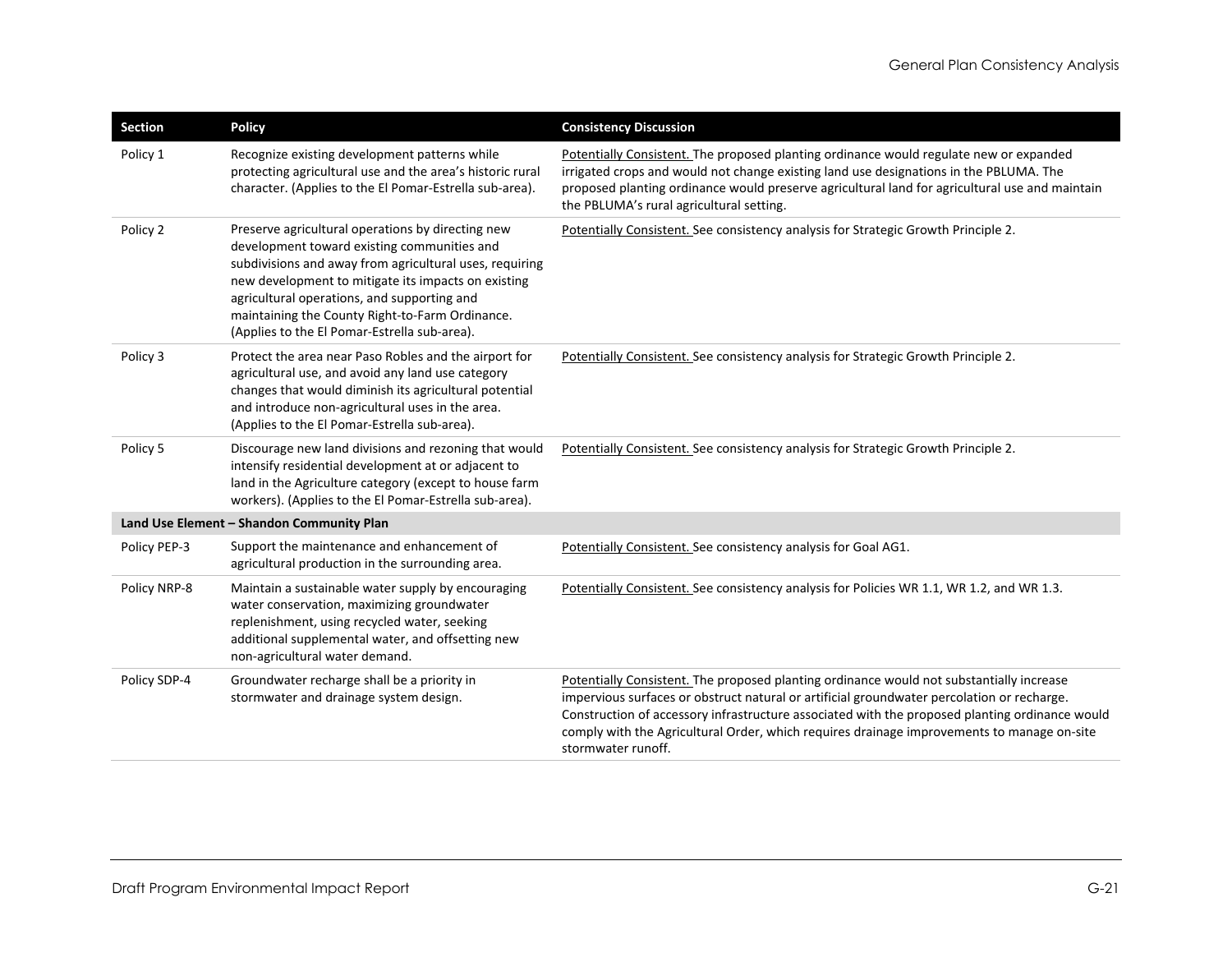| Section | Policy | Consistency Discussion |
|---|---|---|
| Policy 1 | Recognize existing development patterns while protecting agricultural use and the area's historic rural character. (Applies to the El Pomar-Estrella sub-area). | Potentially Consistent. The proposed planting ordinance would regulate new or expanded irrigated crops and would not change existing land use designations in the PBLUMA. The proposed planting ordinance would preserve agricultural land for agricultural use and maintain the PBLUMA's rural agricultural setting. |
| Policy 2 | Preserve agricultural operations by directing new development toward existing communities and subdivisions and away from agricultural uses, requiring new development to mitigate its impacts on existing agricultural operations, and supporting and maintaining the County Right-to-Farm Ordinance. (Applies to the El Pomar-Estrella sub-area). | Potentially Consistent. See consistency analysis for Strategic Growth Principle 2. |
| Policy 3 | Protect the area near Paso Robles and the airport for agricultural use, and avoid any land use category changes that would diminish its agricultural potential and introduce non-agricultural uses in the area. (Applies to the El Pomar-Estrella sub-area). | Potentially Consistent. See consistency analysis for Strategic Growth Principle 2. |
| Policy 5 | Discourage new land divisions and rezoning that would intensify residential development at or adjacent to land in the Agriculture category (except to house farm workers). (Applies to the El Pomar-Estrella sub-area). | Potentially Consistent. See consistency analysis for Strategic Growth Principle 2. |
| **Land Use Element – Shandon Community Plan** | | |
| Policy PEP-3 | Support the maintenance and enhancement of agricultural production in the surrounding area. | Potentially Consistent. See consistency analysis for Goal AG1. |
| Policy NRP-8 | Maintain a sustainable water supply by encouraging water conservation, maximizing groundwater replenishment, using recycled water, seeking additional supplemental water, and offsetting new non-agricultural water demand. | Potentially Consistent. See consistency analysis for Policies WR 1.1, WR 1.2, and WR 1.3. |
| Policy SDP-4 | Groundwater recharge shall be a priority in stormwater and drainage system design. | Potentially Consistent. The proposed planting ordinance would not substantially increase impervious surfaces or obstruct natural or artificial groundwater percolation or recharge. Construction of accessory infrastructure associated with the proposed planting ordinance would comply with the Agricultural Order, which requires drainage improvements to manage on-site stormwater runoff. |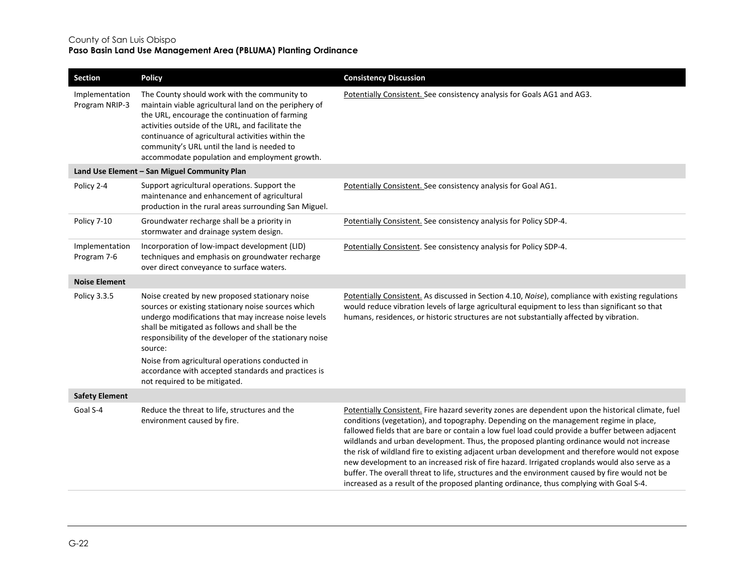| Section | Policy | Consistency Discussion |
|---|---|---|
| Implementation Program NRIP-3 | The County should work with the community to maintain viable agricultural land on the periphery of the URL, encourage the continuation of farming activities outside of the URL, and facilitate the continuance of agricultural activities within the community's URL until the land is needed to accommodate population and employment growth. | Potentially Consistent. See consistency analysis for Goals AG1 and AG3. |
| **Land Use Element – San Miguel Community Plan** | | |
| Policy 2-4 | Support agricultural operations. Support the maintenance and enhancement of agricultural production in the rural areas surrounding San Miguel. | Potentially Consistent. See consistency analysis for Goal AG1. |
| Policy 7-10 | Groundwater recharge shall be a priority in stormwater and drainage system design. | Potentially Consistent. See consistency analysis for Policy SDP-4. |
| Implementation Program 7-6 | Incorporation of low-impact development (LID) techniques and emphasis on groundwater recharge over direct conveyance to surface waters. | Potentially Consistent. See consistency analysis for Policy SDP-4. |
| **Noise Element** | | |
| Policy 3.3.5 | Noise created by new proposed stationary noise sources or existing stationary noise sources which undergo modifications that may increase noise levels shall be mitigated as follows and shall be the responsibility of the developer of the stationary noise source:<br><br>Noise from agricultural operations conducted in accordance with accepted standards and practices is not required to be mitigated. | Potentially Consistent. As discussed in Section 4.10, *Noise*), compliance with existing regulations would reduce vibration levels of large agricultural equipment to less than significant so that humans, residences, or historic structures are not substantially affected by vibration. |
| **Safety Element** | | |
| Goal S-4 | Reduce the threat to life, structures and the environment caused by fire. | Potentially Consistent. Fire hazard severity zones are dependent upon the historical climate, fuel conditions (vegetation), and topography. Depending on the management regime in place, fallowed fields that are bare or contain a low fuel load could provide a buffer between adjacent wildlands and urban development. Thus, the proposed planting ordinance would not increase the risk of wildland fire to existing adjacent urban development and therefore would not expose new development to an increased risk of fire hazard. Irrigated croplands would also serve as a buffer. The overall threat to life, structures and the environment caused by fire would not be increased as a result of the proposed planting ordinance, thus complying with Goal S-4. |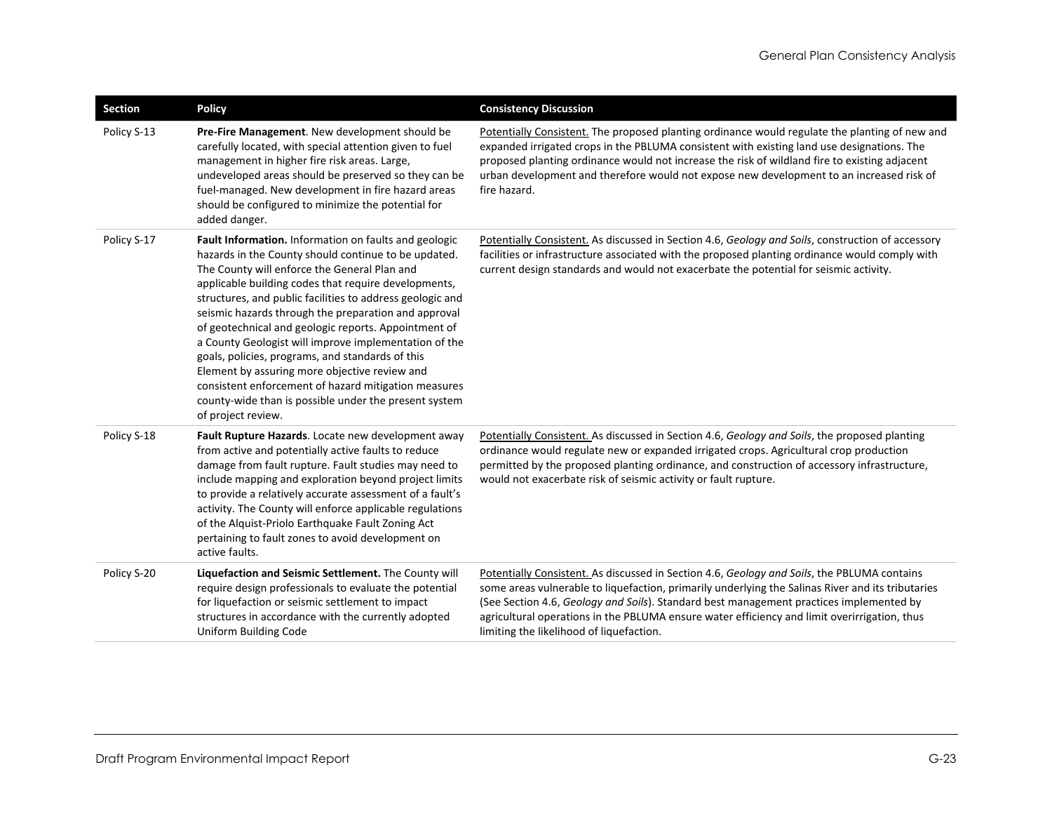| Section | Policy | Consistency Discussion |
|---|---|---|
| Policy S-13 | **Pre-Fire Management**. New development should be carefully located, with special attention given to fuel management in higher fire risk areas. Large, undeveloped areas should be preserved so they can be fuel-managed. New development in fire hazard areas should be configured to minimize the potential for added danger. | Potentially Consistent. The proposed planting ordinance would regulate the planting of new and expanded irrigated crops in the PBLUMA consistent with existing land use designations. The proposed planting ordinance would not increase the risk of wildland fire to existing adjacent urban development and therefore would not expose new development to an increased risk of fire hazard. |
| Policy S-17 | **Fault Information.** Information on faults and geologic hazards in the County should continue to be updated. The County will enforce the General Plan and applicable building codes that require developments, structures, and public facilities to address geologic and seismic hazards through the preparation and approval of geotechnical and geologic reports. Appointment of a County Geologist will improve implementation of the goals, policies, programs, and standards of this Element by assuring more objective review and consistent enforcement of hazard mitigation measures county-wide than is possible under the present system of project review. | Potentially Consistent. As discussed in Section 4.6, *Geology and Soils*, construction of accessory facilities or infrastructure associated with the proposed planting ordinance would comply with current design standards and would not exacerbate the potential for seismic activity. |
| Policy S-18 | **Fault Rupture Hazards**. Locate new development away from active and potentially active faults to reduce damage from fault rupture. Fault studies may need to include mapping and exploration beyond project limits to provide a relatively accurate assessment of a fault's activity. The County will enforce applicable regulations of the Alquist-Priolo Earthquake Fault Zoning Act pertaining to fault zones to avoid development on active faults. | Potentially Consistent. As discussed in Section 4.6, *Geology and Soils*, the proposed planting ordinance would regulate new or expanded irrigated crops. Agricultural crop production permitted by the proposed planting ordinance, and construction of accessory infrastructure, would not exacerbate risk of seismic activity or fault rupture. |
| Policy S-20 | **Liquefaction and Seismic Settlement.** The County will require design professionals to evaluate the potential for liquefaction or seismic settlement to impact structures in accordance with the currently adopted Uniform Building Code | Potentially Consistent. As discussed in Section 4.6, *Geology and Soils*, the PBLUMA contains some areas vulnerable to liquefaction, primarily underlying the Salinas River and its tributaries (See Section 4.6, *Geology and Soils*). Standard best management practices implemented by agricultural operations in the PBLUMA ensure water efficiency and limit overirrigation, thus limiting the likelihood of liquefaction. |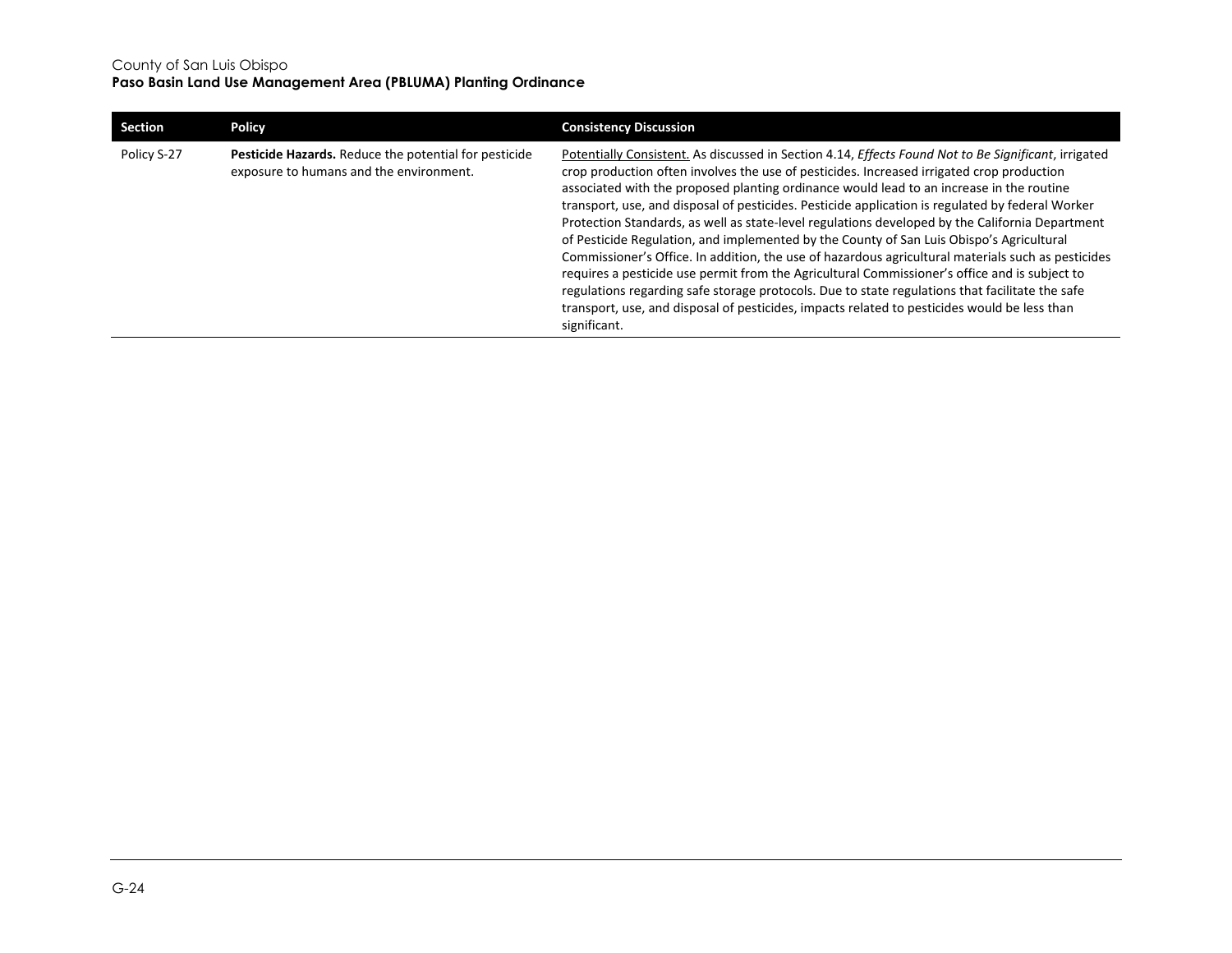| Section | Policy | Consistency Discussion |
| --- | --- | --- |
| Policy S-27 | **Pesticide Hazards.** Reduce the potential for pesticide exposure to humans and the environment. | Potentially Consistent. As discussed in Section 4.14, *Effects Found Not to Be Significant*, irrigated crop production often involves the use of pesticides. Increased irrigated crop production associated with the proposed planting ordinance would lead to an increase in the routine transport, use, and disposal of pesticides. Pesticide application is regulated by federal Worker Protection Standards, as well as state-level regulations developed by the California Department of Pesticide Regulation, and implemented by the County of San Luis Obispo's Agricultural Commissioner's Office. In addition, the use of hazardous agricultural materials such as pesticides requires a pesticide use permit from the Agricultural Commissioner's office and is subject to regulations regarding safe storage protocols. Due to state regulations that facilitate the safe transport, use, and disposal of pesticides, impacts related to pesticides would be less than significant. |